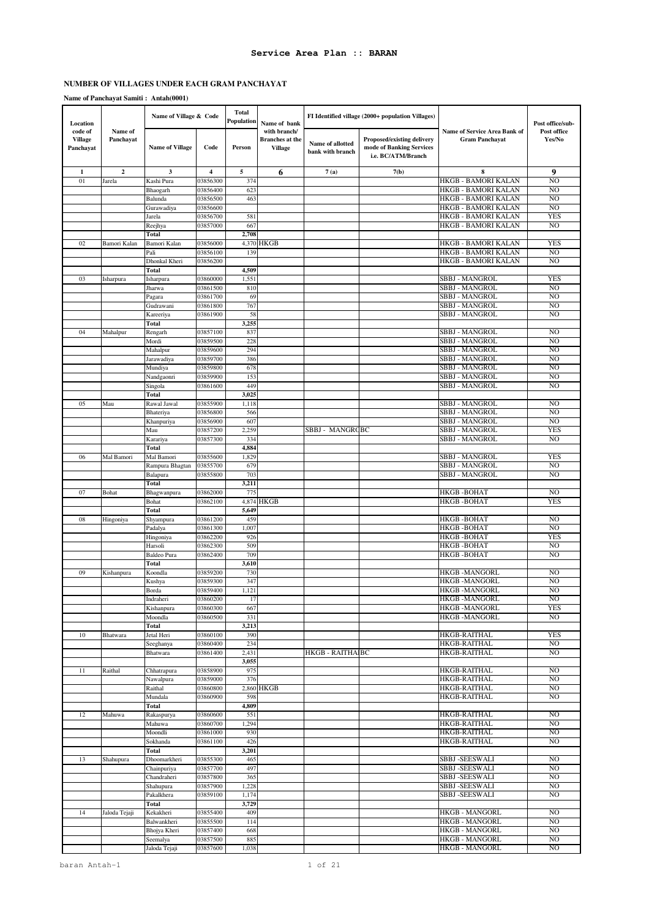# Service Area Plan :: BARAN

## NUMBER OF VILLAGES UNDER EACH GRAM PANCHAYAT

**Name of Panchayat Samiti : Antah(0001)**

| Location code of Village Panchayat | Name of Panchayat | Name of Village & Code | | Total Population | Name of bank with branch/ Branches at the Village | FI Identified village (2000+ population Villages) | | Name of Service Area Bank of Gram Panchayat | Post office/sub-Post office Yes/No |
|---|---|---|---|---|---|---|---|---|---|
| | | Name of Village | Code | Person | | Name of allotted bank with branch | Proposed/existing delivery mode of Banking Services i.e. BC/ATM/Branch | | |
| 1 | 2 | 3 | 4 | 5 | 6 | 7 (a) | 7(b) | 8 | 9 |
| 01 | Jarela | Kashi Pura | 03856300 | 374 | | | | HKGB - BAMORI KALAN | NO |
| | | Bhaogarh | 03856400 | 623 | | | | HKGB - BAMORI KALAN | NO |
| | | Balunda | 03856500 | 463 | | | | HKGB - BAMORI KALAN | NO |
| | | Gurawadiya | 03856600 | | | | | HKGB - BAMORI KALAN | NO |
| | | Jarela | 03856700 | 581 | | | | HKGB - BAMORI KALAN | YES |
| | | Reejhya | 03857000 | 667 | | | | HKGB - BAMORI KALAN | NO |
| | | **Total** | | **2,708** | | | | | |
| 02 | Bamori Kalan | Bamori Kalan | 03856000 | 4,370 | HKGB | | | HKGB - BAMORI KALAN | YES |
| | | Pali | 03856100 | 139 | | | | HKGB - BAMORI KALAN | NO |
| | | Dhonkal Kheri | 03856200 | | | | | HKGB - BAMORI KALAN | NO |
| | | **Total** | | **4,509** | | | | | |
| 03 | Isharpura | Isharpura | 03860000 | 1,551 | | | | SBBJ - MANGROL | YES |
| | | Jharwa | 03861500 | 810 | | | | SBBJ - MANGROL | NO |
| | | Pagara | 03861700 | 69 | | | | SBBJ - MANGROL | NO |
| | | Gudrawani | 03861800 | 767 | | | | SBBJ - MANGROL | NO |
| | | Kareeriya | 03861900 | 58 | | | | SBBJ - MANGROL | NO |
| | | **Total** | | **3,255** | | | | | |
| 04 | Mahalpur | Rengarh | 03857100 | 837 | | | | SBBJ - MANGROL | NO |
| | | Mordi | 03859500 | 228 | | | | SBBJ - MANGROL | NO |
| | | Mahalpur | 03859600 | 294 | | | | SBBJ - MANGROL | NO |
| | | Jarawadiya | 03859700 | 386 | | | | SBBJ - MANGROL | NO |
| | | Mundiya | 03859800 | 678 | | | | SBBJ - MANGROL | NO |
| | | Nandgaonri | 03859900 | 153 | | | | SBBJ - MANGROL | NO |
| | | Singola | 03861600 | 449 | | | | SBBJ - MANGROL | NO |
| | | **Total** | | **3,025** | | | | | |
| 05 | Mau | Rawal Jawal | 03855900 | 1,118 | | | | SBBJ - MANGROL | NO |
| | | Bhateriya | 03856800 | 566 | | | | SBBJ - MANGROL | NO |
| | | Khanpuriya | 03856900 | 607 | | | | SBBJ - MANGROL | NO |
| | | Mau | 03857200 | 2,259 | | SBBJ - MANGRO | BC | SBBJ - MANGROL | YES |
| | | Karariya | 03857300 | 334 | | | | SBBJ - MANGROL | NO |
| | | **Total** | | **4,884** | | | | | |
| 06 | Mal Bamori | Mal Bamori | 03855600 | 1,829 | | | | SBBJ - MANGROL | YES |
| | | Rampura Bhagtan | 03855700 | 679 | | | | SBBJ - MANGROL | NO |
| | | Balapura | 03855800 | 703 | | | | SBBJ - MANGROL | NO |
| | | **Total** | | **3,211** | | | | | |
| 07 | Bohat | Bhagwanpura | 03862000 | 775 | | | | HKGB -BOHAT | NO |
| | | Bohat | 03862100 | 4,874 | HKGB | | | HKGB -BOHAT | YES |
| | | **Total** | | **5,649** | | | | | |
| 08 | Hingoniya | Shyampura | 03861200 | 459 | | | | HKGB -BOHAT | NO |
| | | Padalya | 03861300 | 1,007 | | | | HKGB -BOHAT | NO |
| | | Hingoniya | 03862200 | 926 | | | | HKGB -BOHAT | YES |
| | | Harsoli | 03862300 | 509 | | | | HKGB -BOHAT | NO |
| | | Baldeo Pura | 03862400 | 709 | | | | HKGB -BOHAT | NO |
| | | **Total** | | **3,610** | | | | | |
| 09 | Kishanpura | Koondla | 03859200 | 730 | | | | HKGB -MANGORL | NO |
| | | Kushya | 03859300 | 347 | | | | HKGB -MANGORL | NO |
| | | Borda | 03859400 | 1,121 | | | | HKGB -MANGORL | NO |
| | | Indraheri | 03860200 | 17 | | | | HKGB -MANGORL | NO |
| | | Kishanpura | 03860300 | 667 | | | | HKGB -MANGORL | YES |
| | | Moondla | 03860500 | 331 | | | | HKGB -MANGORL | NO |
| | | **Total** | | **3,213** | | | | | |
| 10 | Bhatwara | Jetal Heri | 03860100 | 390 | | | | HKGB-RAITHAL | YES |
| | | Seeghanya | 03860400 | 234 | | | | HKGB-RAITHAL | NO |
| | | Bhatwara | 03861400 | 2,431 | | HKGB - RAITHAL | BC | HKGB-RAITHAL | NO |
| | | | | **3,055** | | | | | |
| 11 | Raithal | Chhatrapura | 03858900 | 975 | | | | HKGB-RAITHAL | NO |
| | | Nawalpura | 03859000 | 376 | | | | HKGB-RAITHAL | NO |
| | | Raithal | 03860800 | 2,860 | HKGB | | | HKGB-RAITHAL | NO |
| | | Mundala | 03860900 | 598 | | | | HKGB-RAITHAL | NO |
| | | **Total** | | **4,809** | | | | | |
| 12 | Mahuwa | Rakaspurya | 03860600 | 551 | | | | HKGB-RAITHAL | NO |
| | | Mahuwa | 03860700 | 1,294 | | | | HKGB-RAITHAL | NO |
| | | Moondli | 03861000 | 930 | | | | HKGB-RAITHAL | NO |
| | | Sokhanda | 03861100 | 426 | | | | HKGB-RAITHAL | NO |
| | | **Total** | | **3,201** | | | | | |
| 13 | Shahupura | Dhoomarkheri | 03855300 | 465 | | | | SBBJ -SEESWALI | NO |
| | | Chainpuriya | 03857700 | 497 | | | | SBBJ -SEESWALI | NO |
| | | Chandraheri | 03857800 | 365 | | | | SBBJ -SEESWALI | NO |
| | | Shahupura | 03857900 | 1,228 | | | | SBBJ -SEESWALI | NO |
| | | Pakalkhera | 03859100 | 1,174 | | | | SBBJ -SEESWALI | NO |
| | | **Total** | | **3,729** | | | | | |
| 14 | Jaloda Tejaji | Kekakheri | 03855400 | 409 | | | | HKGB - MANGORL | NO |
| | | Balwankheri | 03855500 | 114 | | | | HKGB - MANGORL | NO |
| | | Bhojya Kheri | 03857400 | 668 | | | | HKGB - MANGORL | NO |
| | | Seemalya | 03857500 | 885 | | | | HKGB - MANGORL | NO |
| | | Jaloda Tejaji | 03857600 | 1,038 | | | | HKGB - MANGORL | NO |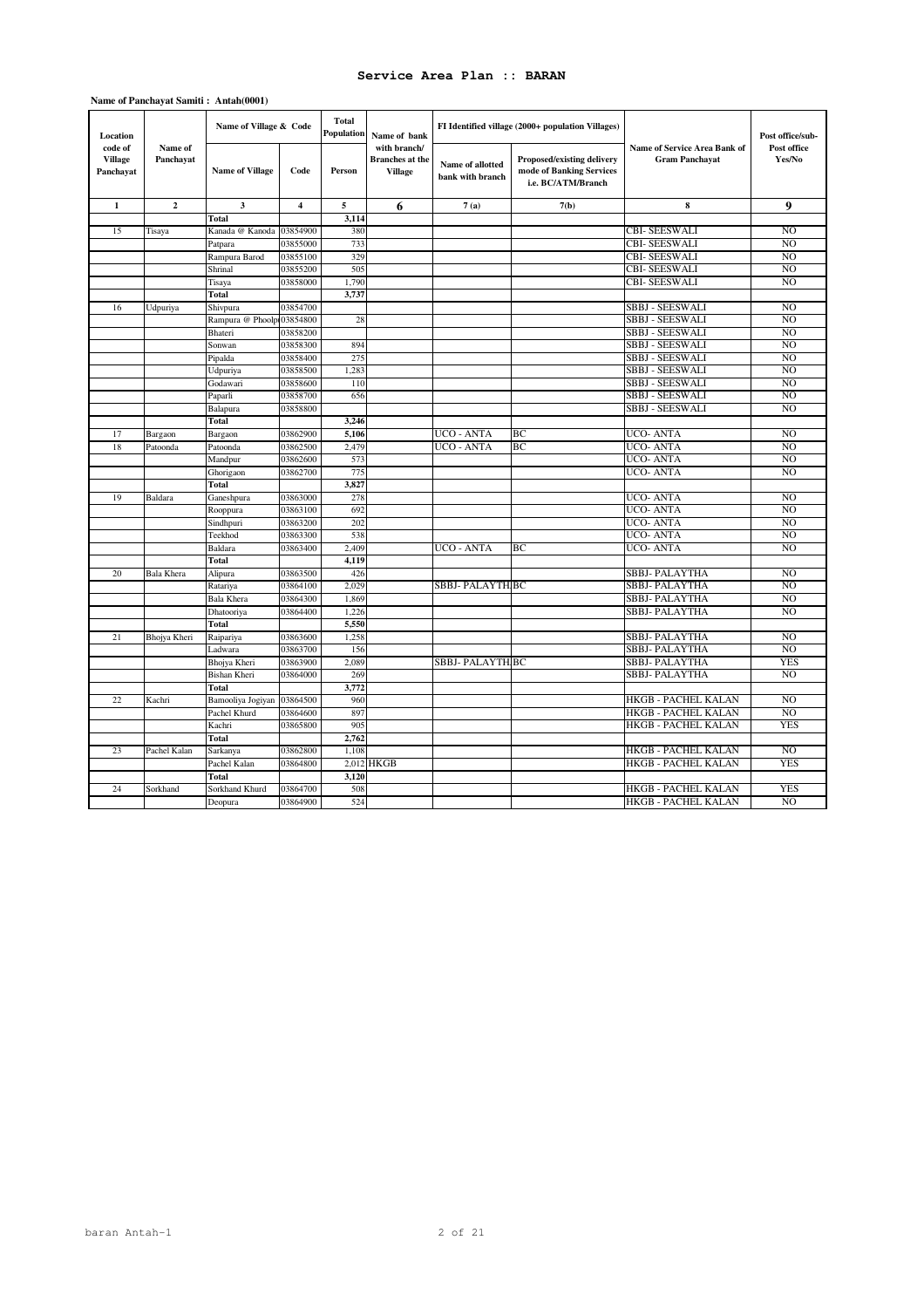# Service Area Plan :: BARAN

**Name of Panchayat Samiti : Antah(0001)**

| Location code of Village Panchayat | Name of Panchayat | Name of Village & Code | | Total Population | Name of bank with branch/ Branches at the Village | FI Identified village (2000+ population Villages) | | Name of Service Area Bank of Gram Panchayat | Post office/sub-Post office Yes/No |
|---|---|---|---|---|---|---|---|---|---|
| | | Name of Village | Code | Person | | Name of allotted bank with branch | Proposed/existing delivery mode of Banking Services i.e. BC/ATM/Branch | | |
| 1 | 2 | 3 | 4 | 5 | 6 | 7 (a) | 7(b) | 8 | 9 |
| | | Total | | 3,114 | | | | | |
| 15 | Tisaya | Kanada @ Kanoda | 03854900 | 380 | | | | CBI- SEESWALI | NO |
| | | Patpara | 03855000 | 733 | | | | CBI- SEESWALI | NO |
| | | Rampura Barod | 03855100 | 329 | | | | CBI- SEESWALI | NO |
| | | Shrinal | 03855200 | 505 | | | | CBI- SEESWALI | NO |
| | | Tisaya | 03858000 | 1,790 | | | | CBI- SEESWALI | NO |
| | | Total | | 3,737 | | | | | |
| 16 | Udpuriya | Shivpura | 03854700 | | | | | SBBJ - SEESWALI | NO |
| | | Rampura @ Phoolp | 03854800 | 28 | | | | SBBJ - SEESWALI | NO |
| | | Bhateri | 03858200 | | | | | SBBJ - SEESWALI | NO |
| | | Sonwan | 03858300 | 894 | | | | SBBJ - SEESWALI | NO |
| | | Pipalda | 03858400 | 275 | | | | SBBJ - SEESWALI | NO |
| | | Udpuriya | 03858500 | 1,283 | | | | SBBJ - SEESWALI | NO |
| | | Godawari | 03858600 | 110 | | | | SBBJ - SEESWALI | NO |
| | | Paparli | 03858700 | 656 | | | | SBBJ - SEESWALI | NO |
| | | Balapura | 03858800 | | | | | SBBJ - SEESWALI | NO |
| | | Total | | 3,246 | | | | | |
| 17 | Bargaon | Bargaon | 03862900 | 5,106 | | UCO - ANTA | BC | UCO- ANTA | NO |
| 18 | Patoonda | Patoonda | 03862500 | 2,479 | | UCO - ANTA | BC | UCO- ANTA | NO |
| | | Mandpur | 03862600 | 573 | | | | UCO- ANTA | NO |
| | | Ghorigaon | 03862700 | 775 | | | | UCO- ANTA | NO |
| | | Total | | 3,827 | | | | | |
| 19 | Baldara | Ganeshpura | 03863000 | 278 | | | | UCO- ANTA | NO |
| | | Rooppura | 03863100 | 692 | | | | UCO- ANTA | NO |
| | | Sindhpuri | 03863200 | 202 | | | | UCO- ANTA | NO |
| | | Teekhod | 03863300 | 538 | | | | UCO- ANTA | NO |
| | | Baldara | 03863400 | 2,409 | | UCO - ANTA | BC | UCO- ANTA | NO |
| | | Total | | 4,119 | | | | | |
| 20 | Bala Khera | Alipura | 03863500 | 426 | | | | SBBJ- PALAYTHA | NO |
| | | Ratariya | 03864100 | 2,029 | | SBBJ- PALAYTH | BC | SBBJ- PALAYTHA | NO |
| | | Bala Khera | 03864300 | 1,869 | | | | SBBJ- PALAYTHA | NO |
| | | Dhatooriya | 03864400 | 1,226 | | | | SBBJ- PALAYTHA | NO |
| | | Total | | 5,550 | | | | | |
| 21 | Bhojya Kheri | Raipariya | 03863600 | 1,258 | | | | SBBJ- PALAYTHA | NO |
| | | Ladwara | 03863700 | 156 | | | | SBBJ- PALAYTHA | NO |
| | | Bhojya Kheri | 03863900 | 2,089 | | SBBJ- PALAYTH | BC | SBBJ- PALAYTHA | YES |
| | | Bishan Kheri | 03864000 | 269 | | | | SBBJ- PALAYTHA | NO |
| | | Total | | 3,772 | | | | | |
| 22 | Kachri | Bamooliya Jogiyan | 03864500 | 960 | | | | HKGB - PACHEL KALAN | NO |
| | | Pachel Khurd | 03864600 | 897 | | | | HKGB - PACHEL KALAN | NO |
| | | Kachri | 03865800 | 905 | | | | HKGB - PACHEL KALAN | YES |
| | | Total | | 2,762 | | | | | |
| 23 | Pachel Kalan | Sarkanya | 03862800 | 1,108 | | | | HKGB - PACHEL KALAN | NO |
| | | Pachel Kalan | 03864800 | 2,012 | HKGB | | | HKGB - PACHEL KALAN | YES |
| | | Total | | 3,120 | | | | | |
| 24 | Sorkhand | Sorkhand Khurd | 03864700 | 508 | | | | HKGB - PACHEL KALAN | YES |
| | | Deopura | 03864900 | 524 | | | | HKGB - PACHEL KALAN | NO |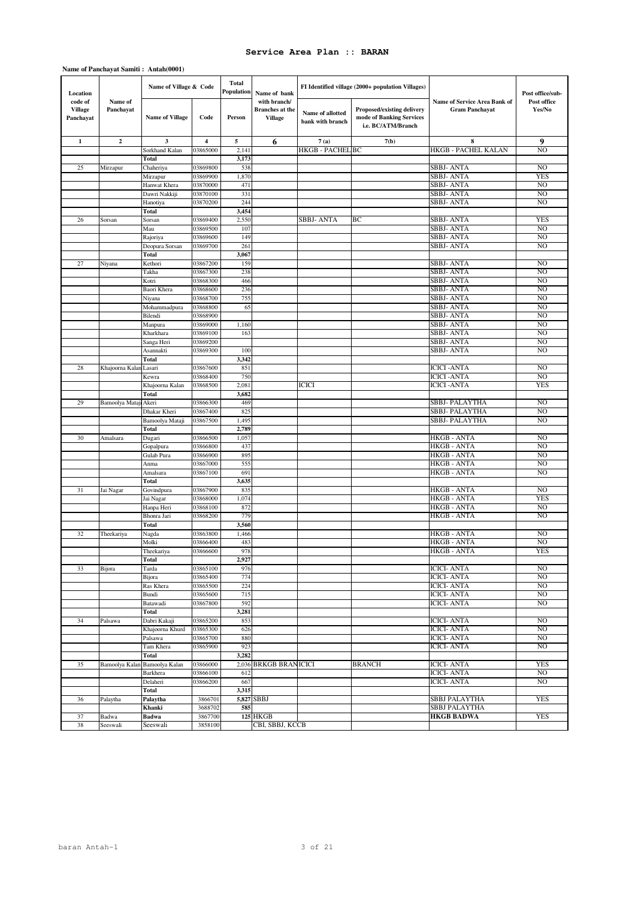**Service Area Plan :: BARAN**

**Name of Panchayat Samiti : Antah(0001)**

| Location code of Village Panchayat | Name of Panchayat | Name of Village & Code | | Total Population | Name of bank with branch/ Branches at the Village | FI Identified village (2000+ population Villages) | | Name of Service Area Bank of Gram Panchayat | Post office/sub-Post office Yes/No |
|---|---|---|---|---|---|---|---|---|---|
| | | Name of Village | Code | Person | | Name of allotted bank with branch | Proposed/existing delivery mode of Banking Services i.e. BC/ATM/Branch | | |
| 1 | 2 | 3 | 4 | 5 | 6 | 7 (a) | 7(b) | 8 | 9 |
| | | Sorkhand Kalan | 03865000 | 2,141 | | HKGB - PACHEL | BC | HKGB - PACHEL KALAN | NO |
| | | Total | | 3,173 | | | | | |
| 25 | Mirzapur | Chaheriya | 03869800 | 538 | | | | SBBJ- ANTA | NO |
| | | Mirzapur | 03869900 | 1,870 | | | | SBBJ- ANTA | YES |
| | | Hanwat Khera | 03870000 | 471 | | | | SBBJ- ANTA | NO |
| | | Dawri Nakkiji | 03870100 | 331 | | | | SBBJ- ANTA | NO |
| | | Hanotiya | 03870200 | 244 | | | | SBBJ- ANTA | NO |
| | | Total | | 3,454 | | | | | |
| 26 | Sorsan | Sorsan | 03869400 | 2,550 | | SBBJ- ANTA | BC | SBBJ- ANTA | YES |
| | | Mau | 03869500 | 107 | | | | SBBJ- ANTA | NO |
| | | Rajoriya | 03869600 | 149 | | | | SBBJ- ANTA | NO |
| | | Deopura Sorsan | 03869700 | 261 | | | | SBBJ- ANTA | NO |
| | | Total | | 3,067 | | | | | |
| 27 | Niyana | Kethori | 03867200 | 159 | | | | SBBJ- ANTA | NO |
| | | Takha | 03867300 | 238 | | | | SBBJ- ANTA | NO |
| | | Kotri | 03868300 | 466 | | | | SBBJ- ANTA | NO |
| | | Baori Khera | 03868600 | 236 | | | | SBBJ- ANTA | NO |
| | | Niyana | 03868700 | 755 | | | | SBBJ- ANTA | NO |
| | | Mohammadpura | 03868800 | 65 | | | | SBBJ- ANTA | NO |
| | | Bilendi | 03868900 | | | | | SBBJ- ANTA | NO |
| | | Manpura | 03869000 | 1,160 | | | | SBBJ- ANTA | NO |
| | | Kharkhara | 03869100 | 163 | | | | SBBJ- ANTA | NO |
| | | Sanga Heri | 03869200 | | | | | SBBJ- ANTA | NO |
| | | Asannakti | 03869300 | 100 | | | | SBBJ- ANTA | NO |
| | | Total | | 3,342 | | | | | |
| 28 | Khajoorna Kalan | Lasari | 03867600 | 851 | | | | ICICI -ANTA | NO |
| | | Kewra | 03868400 | 750 | | | | ICICI -ANTA | NO |
| | | Khajoorna Kalan | 03868500 | 2,081 | | ICICI | | ICICI -ANTA | YES |
| | | Total | | 3,682 | | | | | |
| 29 | Bamoolya Mataji | Akeri | 03866300 | 469 | | | | SBBJ- PALAYTHA | NO |
| | | Dhakar Kheri | 03867400 | 825 | | | | SBBJ- PALAYTHA | NO |
| | | Bamoolya Mataji | 03867500 | 1,495 | | | | SBBJ- PALAYTHA | NO |
| | | Total | | 2,789 | | | | | |
| 30 | Amalsara | Dugari | 03866500 | 1,057 | | | | HKGB - ANTA | NO |
| | | Gopalpura | 03866800 | 437 | | | | HKGB - ANTA | NO |
| | | Gulab Pura | 03866900 | 895 | | | | HKGB - ANTA | NO |
| | | Anma | 03867000 | 555 | | | | HKGB - ANTA | NO |
| | | Amalsara | 03867100 | 691 | | | | HKGB - ANTA | NO |
| | | Total | | 3,635 | | | | | |
| 31 | Jai Nagar | Govindpura | 03867900 | 835 | | | | HKGB - ANTA | NO |
| | | Jai Nagar | 03868000 | 1,074 | | | | HKGB - ANTA | YES |
| | | Hanpa Heri | 03868100 | 872 | | | | HKGB - ANTA | NO |
| | | Bhonra Jari | 03868200 | 779 | | | | HKGB - ANTA | NO |
| | | Total | | 3,560 | | | | | |
| 32 | Theekariya | Nagda | 03863800 | 1,466 | | | | HKGB - ANTA | NO |
| | | Molki | 03866400 | 483 | | | | HKGB - ANTA | NO |
| | | Theekariya | 03866600 | 978 | | | | HKGB - ANTA | YES |
| | | Total | | 2,927 | | | | | |
| 33 | Bijora | Tarda | 03865100 | 976 | | | | ICICI- ANTA | NO |
| | | Bijora | 03865400 | 774 | | | | ICICI- ANTA | NO |
| | | Ras Khera | 03865500 | 224 | | | | ICICI- ANTA | NO |
| | | Bundi | 03865600 | 715 | | | | ICICI- ANTA | NO |
| | | Batawadi | 03867800 | 592 | | | | ICICI- ANTA | NO |
| | | Total | | 3,281 | | | | | |
| 34 | Palsawa | Dabri Kakaji | 03865200 | 853 | | | | ICICI- ANTA | NO |
| | | Khajoorna Khurd | 03865300 | 626 | | | | ICICI- ANTA | NO |
| | | Palsawa | 03865700 | 880 | | | | ICICI- ANTA | NO |
| | | Tam Khera | 03865900 | 923 | | | | ICICI- ANTA | NO |
| | | Total | | 3,282 | | | | | |
| 35 | Bamoolya Kalan | Bamoolya Kalan | 03866000 | 2,036 | BRKGB BRANCH | ICICI | BRANCH | ICICI- ANTA | YES |
| | | Barkhera | 03866100 | 612 | | | | ICICI- ANTA | NO |
| | | Delaheri | 03866200 | 667 | | | | ICICI- ANTA | NO |
| | | Total | | 3,315 | | | | | |
| 36 | Palaytha | **Palaytha** | 3866701 | **5,827** | SBBJ | | | SBBJ PALAYTHA | YES |
| | | **Khanki** | 3688702 | **585** | | | | SBBJ PALAYTHA | |
| 37 | Badwa | **Badwa** | 3867700 | **125** | HKGB | | | **HKGB BADWA** | YES |
| 38 | Seeswali | Seeswali | 3858100 | | CBI, SBBJ, KCCB | | | | |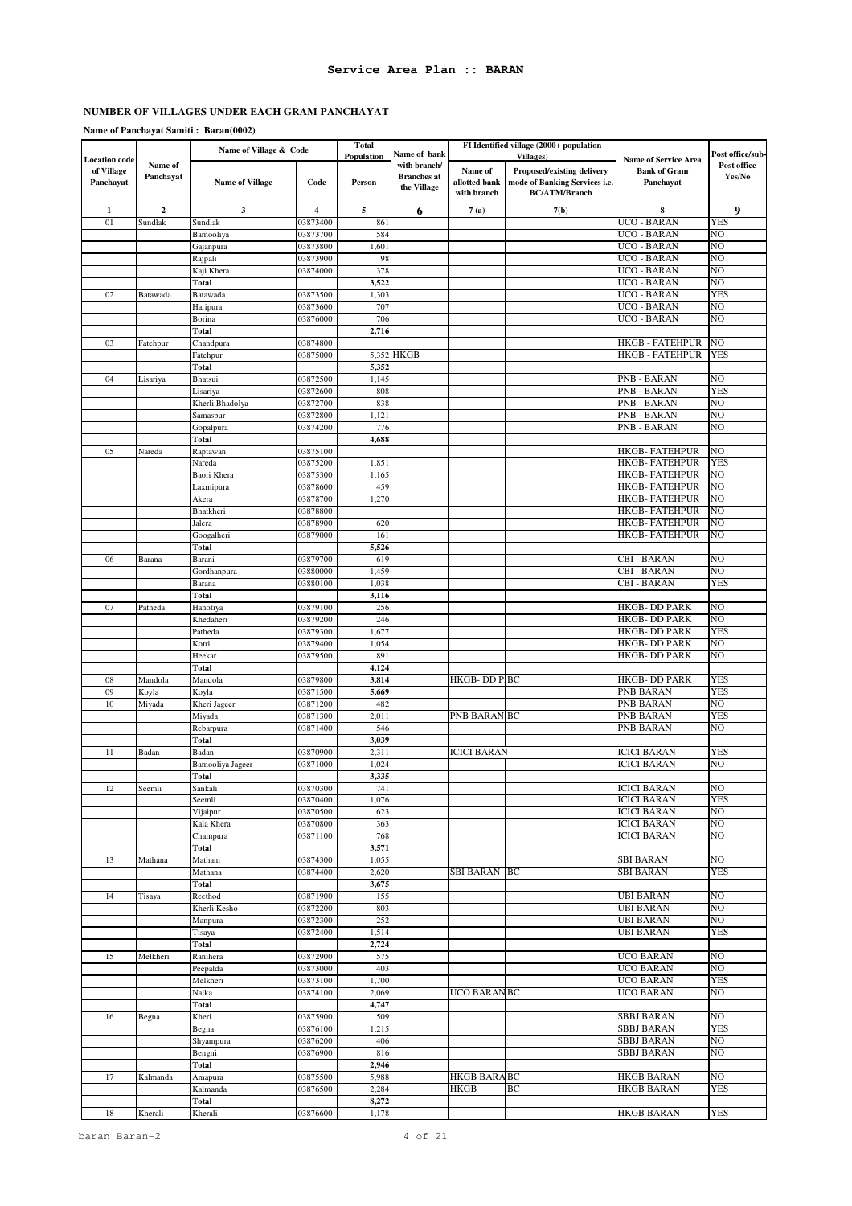**Service Area Plan :: BARAN**

**NUMBER OF VILLAGES UNDER EACH GRAM PANCHAYAT**

**Name of Panchayat Samiti : Baran(0002)**

| Location code of Village Panchayat | Name of Panchayat | Name of Village & Code | | Total Population | Name of bank with branch/ Branches at the Village | FI Identified village (2000+ population Villages) | | Name of Service Area Bank of Gram Panchayat | Post office/sub-Post office Yes/No |
|---|---|---|---|---|---|---|---|---|---|
| | | Name of Village | Code | Person | | Name of allotted bank with branch | Proposed/existing delivery mode of Banking Services i.e. BC/ATM/Branch | | |
| 1 | 2 | 3 | 4 | 5 | 6 | 7 (a) | 7(b) | 8 | 9 |
| 01 | Sundlak | Sundlak | 03873400 | 861 | | | | UCO - BARAN | YES |
| | | Bamooliya | 03873700 | 584 | | | | UCO - BARAN | NO |
| | | Gajanpura | 03873800 | 1,601 | | | | UCO - BARAN | NO |
| | | Rajpali | 03873900 | 98 | | | | UCO - BARAN | NO |
| | | Kaji Khera | 03874000 | 378 | | | | UCO - BARAN | NO |
| | | **Total** | | **3,522** | | | | UCO - BARAN | NO |
| 02 | Batawada | Batawada | 03873500 | 1,303 | | | | UCO - BARAN | YES |
| | | Haripura | 03873600 | 707 | | | | UCO - BARAN | NO |
| | | Borina | 03876000 | 706 | | | | UCO - BARAN | NO |
| | | **Total** | | **2,716** | | | | | |
| 03 | Fatehpur | Chandpura | 03874800 | | | | | HKGB - FATEHPUR | NO |
| | | Fatehpur | 03875000 | 5,352 | HKGB | | | HKGB - FATEHPUR | YES |
| | | **Total** | | **5,352** | | | | | |
| 04 | Lisariya | Bhatsui | 03872500 | 1,145 | | | | PNB - BARAN | NO |
| | | Lisariya | 03872600 | 808 | | | | PNB - BARAN | YES |
| | | Kherli Bhadolya | 03872700 | 838 | | | | PNB - BARAN | NO |
| | | Samaspur | 03872800 | 1,121 | | | | PNB - BARAN | NO |
| | | Gopalpura | 03874200 | 776 | | | | PNB - BARAN | NO |
| | | **Total** | | **4,688** | | | | | |
| 05 | Nareda | Raptawan | 03875100 | | | | | HKGB- FATEHPUR | NO |
| | | Nareda | 03875200 | 1,851 | | | | HKGB- FATEHPUR | YES |
| | | Baori Khera | 03875300 | 1,165 | | | | HKGB- FATEHPUR | NO |
| | | Laxmipura | 03878600 | 459 | | | | HKGB- FATEHPUR | NO |
| | | Akera | 03878700 | 1,270 | | | | HKGB- FATEHPUR | NO |
| | | Bhatkheri | 03878800 | | | | | HKGB- FATEHPUR | NO |
| | | Jalera | 03878900 | 620 | | | | HKGB- FATEHPUR | NO |
| | | Googalheri | 03879000 | 161 | | | | HKGB- FATEHPUR | NO |
| | | **Total** | | **5,526** | | | | | |
| 06 | Barana | Barani | 03879700 | 619 | | | | CBI - BARAN | NO |
| | | Gordhanpura | 03880000 | 1,459 | | | | CBI - BARAN | NO |
| | | Barana | 03880100 | 1,038 | | | | CBI - BARAN | YES |
| | | **Total** | | **3,116** | | | | | |
| 07 | Patheda | Hanotiya | 03879100 | 256 | | | | HKGB- DD PARK | NO |
| | | Khedaheri | 03879200 | 246 | | | | HKGB- DD PARK | NO |
| | | Patheda | 03879300 | 1,677 | | | | HKGB- DD PARK | YES |
| | | Kotri | 03879400 | 1,054 | | | | HKGB- DD PARK | NO |
| | | Heekar | 03879500 | 891 | | | | HKGB- DD PARK | NO |
| | | **Total** | | **4,124** | | | | | |
| 08 | Mandola | Mandola | 03879800 | **3,814** | | HKGB- DD P | BC | HKGB- DD PARK | YES |
| 09 | Koyla | Koyla | 03871500 | **5,669** | | | | PNB BARAN | YES |
| 10 | Miyada | Kheri Jageer | 03871200 | 482 | | | | PNB BARAN | NO |
| | | Miyada | 03871300 | 2,011 | | PNB BARAN | BC | PNB BARAN | YES |
| | | Rebarpura | 03871400 | 546 | | | | PNB BARAN | NO |
| | | **Total** | | **3,039** | | | | | |
| 11 | Badan | Badan | 03870900 | 2,311 | | ICICI BARAN | | ICICI BARAN | YES |
| | | Bamooliya Jageer | 03871000 | 1,024 | | | | ICICI BARAN | NO |
| | | **Total** | | **3,335** | | | | | |
| 12 | Seemli | Sankali | 03870300 | 741 | | | | ICICI BARAN | NO |
| | | Seemli | 03870400 | 1,076 | | | | ICICI BARAN | YES |
| | | Vijaipur | 03870500 | 623 | | | | ICICI BARAN | NO |
| | | Kala Khera | 03870800 | 363 | | | | ICICI BARAN | NO |
| | | Chainpura | 03871100 | 768 | | | | ICICI BARAN | NO |
| | | **Total** | | **3,571** | | | | | |
| 13 | Mathana | Mathani | 03874300 | 1,055 | | | | SBI BARAN | NO |
| | | Mathana | 03874400 | 2,620 | | SBI BARAN | BC | SBI BARAN | YES |
| | | **Total** | | **3,675** | | | | | |
| 14 | Tisaya | Reethod | 03871900 | 155 | | | | UBI BARAN | NO |
| | | Kherli Kesho | 03872200 | 803 | | | | UBI BARAN | NO |
| | | Manpura | 03872300 | 252 | | | | UBI BARAN | NO |
| | | Tisaya | 03872400 | 1,514 | | | | UBI BARAN | YES |
| | | **Total** | | **2,724** | | | | | |
| 15 | Melkheri | Ranihera | 03872900 | 575 | | | | UCO BARAN | NO |
| | | Peepalda | 03873000 | 403 | | | | UCO BARAN | NO |
| | | Melkheri | 03873100 | 1,700 | | | | UCO BARAN | YES |
| | | Nalka | 03874100 | 2,069 | | UCO BARAN | BC | UCO BARAN | NO |
| | | **Total** | | **4,747** | | | | | |
| 16 | Begna | Kheri | 03875900 | 509 | | | | SBBJ BARAN | NO |
| | | Begna | 03876100 | 1,215 | | | | SBBJ BARAN | YES |
| | | Shyampura | 03876200 | 406 | | | | SBBJ BARAN | NO |
| | | Bengni | 03876900 | 816 | | | | SBBJ BARAN | NO |
| | | **Total** | | **2,946** | | | | | |
| 17 | Kalmanda | Amapura | 03875500 | 5,988 | | HKGB BARA | BC | HKGB BARAN | NO |
| | | Kalmanda | 03876500 | 2,284 | | HKGB | BC | HKGB BARAN | YES |
| | | **Total** | | **8,272** | | | | | |
| 18 | Kherali | Kherali | 03876600 | 1,178 | | | | HKGB BARAN | YES |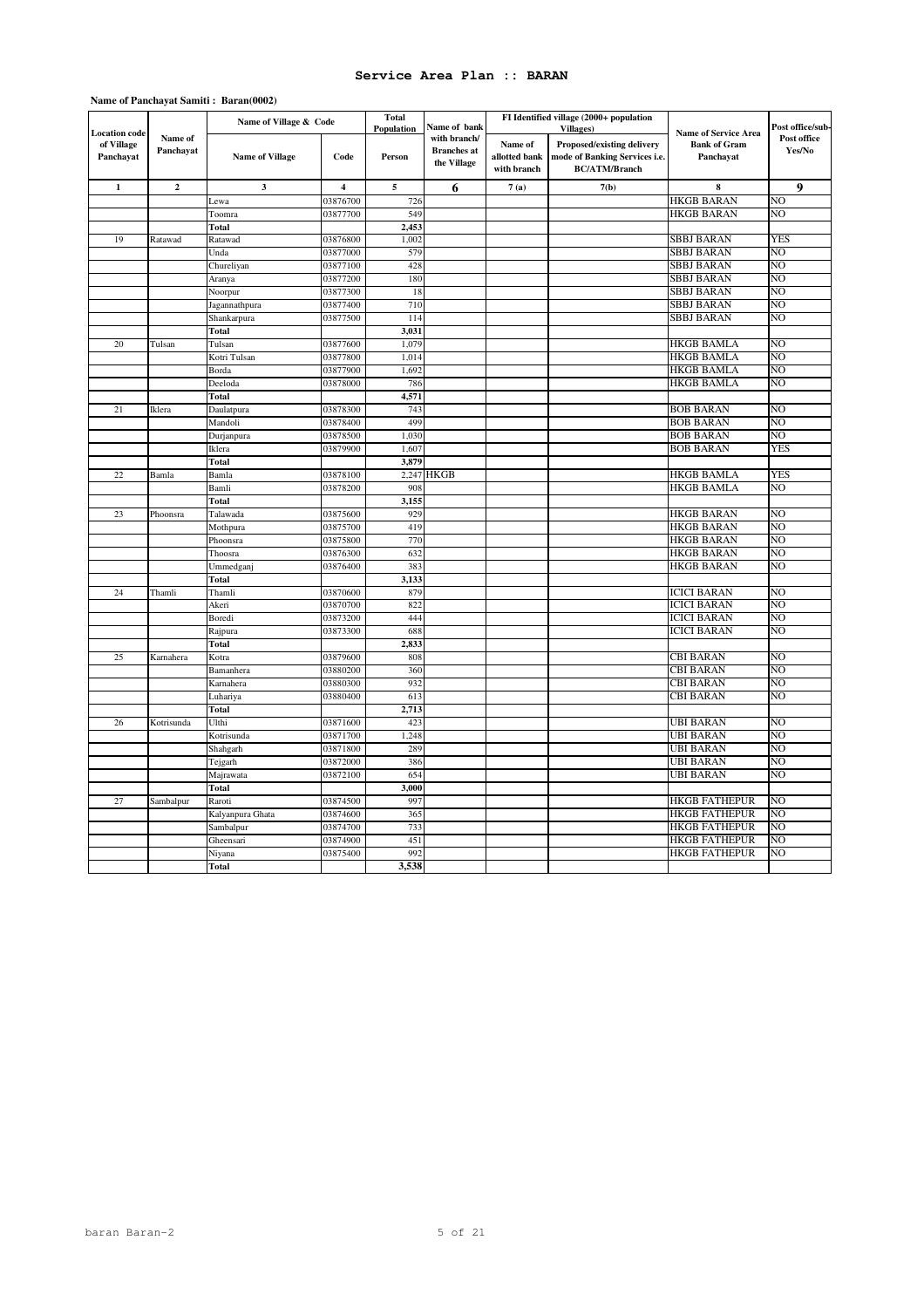# Service Area Plan :: BARAN

**Name of Panchayat Samiti : Baran(0002)**

| Location code of Village Panchayat | Name of Panchayat | Name of Village & Code | | Total Population | Name of bank with branch/ Branches at the Village | FI Identified village (2000+ population Villages) | | Name of Service Area Bank of Gram Panchayat | Post office/sub-Post office Yes/No |
|---|---|---|---|---|---|---|---|---|---|
| | | Name of Village | Code | Person | | Name of allotted bank with branch | Proposed/existing delivery mode of Banking Services i.e. BC/ATM/Branch | | |
| 1 | 2 | 3 | 4 | 5 | 6 | 7 (a) | 7(b) | 8 | 9 |
| | | Lewa | 03876700 | 726 | | | | HKGB BARAN | NO |
| | | Toomra | 03877700 | 549 | | | | HKGB BARAN | NO |
| | | **Total** | | **2,453** | | | | | |
| 19 | Ratawad | Ratawad | 03876800 | 1,002 | | | | SBBJ BARAN | YES |
| | | Unda | 03877000 | 579 | | | | SBBJ BARAN | NO |
| | | Chureliyan | 03877100 | 428 | | | | SBBJ BARAN | NO |
| | | Aranya | 03877200 | 180 | | | | SBBJ BARAN | NO |
| | | Noorpur | 03877300 | 18 | | | | SBBJ BARAN | NO |
| | | Jagannathpura | 03877400 | 710 | | | | SBBJ BARAN | NO |
| | | Shankarpura | 03877500 | 114 | | | | SBBJ BARAN | NO |
| | | **Total** | | **3,031** | | | | | |
| 20 | Tulsan | Tulsan | 03877600 | 1,079 | | | | HKGB BAMLA | NO |
| | | Kotri Tulsan | 03877800 | 1,014 | | | | HKGB BAMLA | NO |
| | | Borda | 03877900 | 1,692 | | | | HKGB BAMLA | NO |
| | | Deeloda | 03878000 | 786 | | | | HKGB BAMLA | NO |
| | | **Total** | | **4,571** | | | | | |
| 21 | Iklera | Daulatpura | 03878300 | 743 | | | | BOB BARAN | NO |
| | | Mandoli | 03878400 | 499 | | | | BOB BARAN | NO |
| | | Durjanpura | 03878500 | 1,030 | | | | BOB BARAN | NO |
| | | Iklera | 03879900 | 1,607 | | | | BOB BARAN | YES |
| | | **Total** | | **3,879** | | | | | |
| 22 | Bamla | Bamla | 03878100 | 2,247 | HKGB | | | HKGB BAMLA | YES |
| | | Bamli | 03878200 | 908 | | | | HKGB BAMLA | NO |
| | | **Total** | | **3,155** | | | | | |
| 23 | Phoonsra | Talawada | 03875600 | 929 | | | | HKGB BARAN | NO |
| | | Mothpura | 03875700 | 419 | | | | HKGB BARAN | NO |
| | | Phoonsra | 03875800 | 770 | | | | HKGB BARAN | NO |
| | | Thoosra | 03876300 | 632 | | | | HKGB BARAN | NO |
| | | Ummedganj | 03876400 | 383 | | | | HKGB BARAN | NO |
| | | **Total** | | **3,133** | | | | | |
| 24 | Thamli | Thamli | 03870600 | 879 | | | | ICICI BARAN | NO |
| | | Akeri | 03870700 | 822 | | | | ICICI BARAN | NO |
| | | Boredi | 03873200 | 444 | | | | ICICI BARAN | NO |
| | | Rajpura | 03873300 | 688 | | | | ICICI BARAN | NO |
| | | **Total** | | **2,833** | | | | | |
| 25 | Karnahera | Kotra | 03879600 | 808 | | | | CBI BARAN | NO |
| | | Bamanhera | 03880200 | 360 | | | | CBI BARAN | NO |
| | | Karnahera | 03880300 | 932 | | | | CBI BARAN | NO |
| | | Luhariya | 03880400 | 613 | | | | CBI BARAN | NO |
| | | **Total** | | **2,713** | | | | | |
| 26 | Kotrisunda | Ulthi | 03871600 | 423 | | | | UBI BARAN | NO |
| | | Kotrisunda | 03871700 | 1,248 | | | | UBI BARAN | NO |
| | | Shahgarh | 03871800 | 289 | | | | UBI BARAN | NO |
| | | Tejgarh | 03872000 | 386 | | | | UBI BARAN | NO |
| | | Majrawata | 03872100 | 654 | | | | UBI BARAN | NO |
| | | **Total** | | **3,000** | | | | | |
| 27 | Sambalpur | Raroti | 03874500 | 997 | | | | HKGB FATHEPUR | NO |
| | | Kalyanpura Ghata | 03874600 | 365 | | | | HKGB FATHEPUR | NO |
| | | Sambalpur | 03874700 | 733 | | | | HKGB FATHEPUR | NO |
| | | Gheensari | 03874900 | 451 | | | | HKGB FATHEPUR | NO |
| | | Niyana | 03875400 | 992 | | | | HKGB FATHEPUR | NO |
| | | **Total** | | **3,538** | | | | | |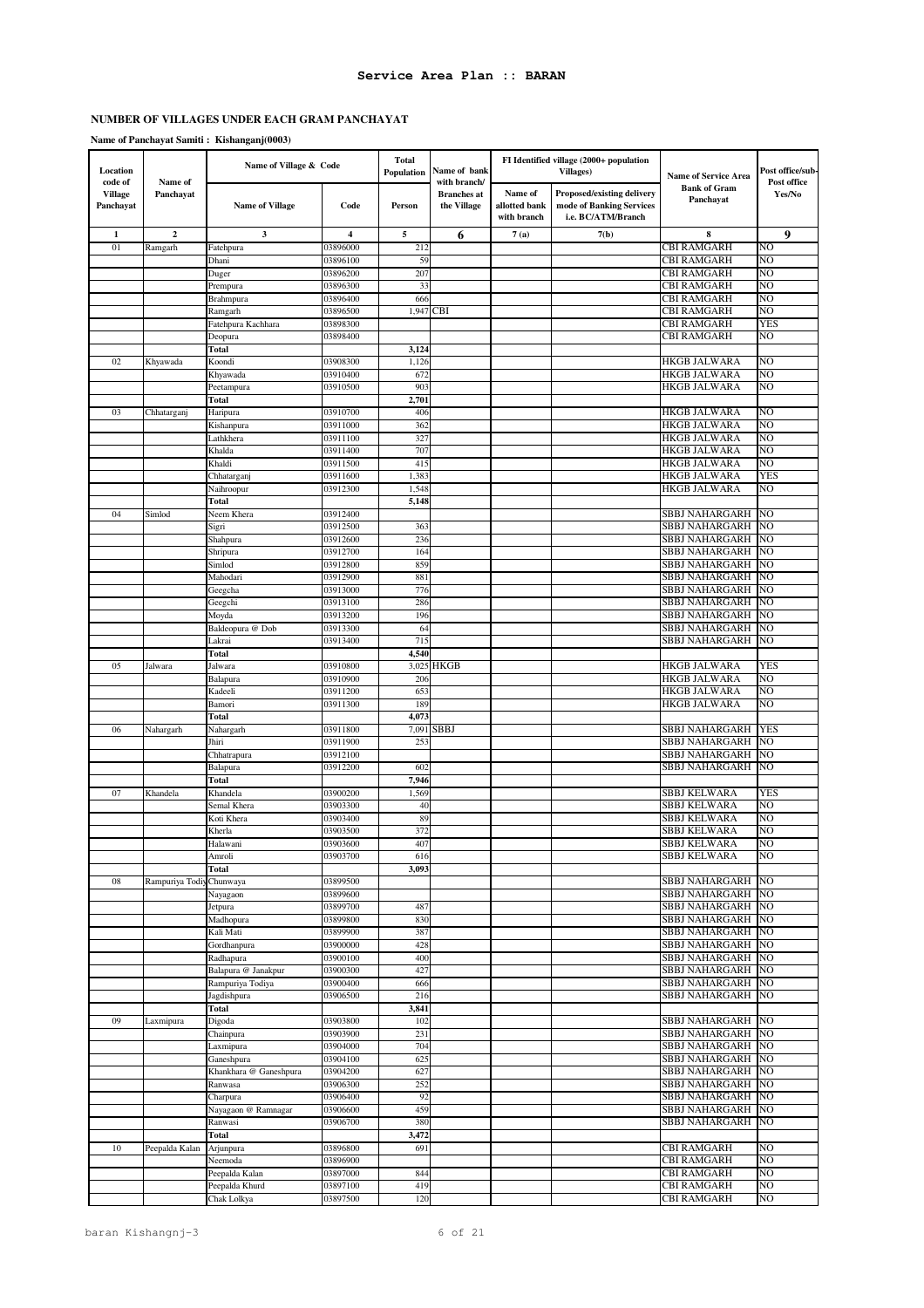# Service Area Plan :: BARAN

## NUMBER OF VILLAGES UNDER EACH GRAM PANCHAYAT

**Name of Panchayat Samiti : Kishanganj(0003)**

| Location code of Village Panchayat | Name of Panchayat | Name of Village & Code | | Total Population | Name of bank with branch/ Branches at the Village | FI Identified village (2000+ population Villages) | | Name of Service Area Bank of Gram Panchayat | Post office/sub-Post office Yes/No |
|---|---|---|---|---|---|---|---|---|---|
| | | Name of Village | Code | Person | | Name of allotted bank with branch | Proposed/existing delivery mode of Banking Services i.e. BC/ATM/Branch | | |
| 1 | 2 | 3 | 4 | 5 | 6 | 7 (a) | 7(b) | 8 | 9 |
| 01 | Ramgarh | Fatehpura | 03896000 | 212 | | | | CBI RAMGARH | NO |
| | | Dhani | 03896100 | 59 | | | | CBI RAMGARH | NO |
| | | Duger | 03896200 | 207 | | | | CBI RAMGARH | NO |
| | | Prempura | 03896300 | 33 | | | | CBI RAMGARH | NO |
| | | Brahmpura | 03896400 | 666 | | | | CBI RAMGARH | NO |
| | | Ramgarh | 03896500 | 1,947 | CBI | | | CBI RAMGARH | NO |
| | | Fatehpura Kachhara | 03898300 | | | | | CBI RAMGARH | YES |
| | | Deopura | 03898400 | | | | | CBI RAMGARH | NO |
| | | Total | | 3,124 | | | | | |
| 02 | Khyawada | Koondi | 03908300 | 1,126 | | | | HKGB JALWARA | NO |
| | | Khyawada | 03910400 | 672 | | | | HKGB JALWARA | NO |
| | | Peetampura | 03910500 | 903 | | | | HKGB JALWARA | NO |
| | | Total | | 2,701 | | | | | |
| 03 | Chhatarganj | Haripura | 03910700 | 406 | | | | HKGB JALWARA | NO |
| | | Kishanpura | 03911000 | 362 | | | | HKGB JALWARA | NO |
| | | Lathkhera | 03911100 | 327 | | | | HKGB JALWARA | NO |
| | | Khalda | 03911400 | 707 | | | | HKGB JALWARA | NO |
| | | Khaldi | 03911500 | 415 | | | | HKGB JALWARA | NO |
| | | Chhatarganj | 03911600 | 1,383 | | | | HKGB JALWARA | YES |
| | | Naihroopur | 03912300 | 1,548 | | | | HKGB JALWARA | NO |
| | | Total | | 5,148 | | | | | |
| 04 | Simlod | Neem Khera | 03912400 | | | | | SBBJ NAHARGARH | NO |
| | | Sigri | 03912500 | 363 | | | | SBBJ NAHARGARH | NO |
| | | Shahpura | 03912600 | 236 | | | | SBBJ NAHARGARH | NO |
| | | Shripura | 03912700 | 164 | | | | SBBJ NAHARGARH | NO |
| | | Simlod | 03912800 | 859 | | | | SBBJ NAHARGARH | NO |
| | | Mahodari | 03912900 | 881 | | | | SBBJ NAHARGARH | NO |
| | | Geegcha | 03913000 | 776 | | | | SBBJ NAHARGARH | NO |
| | | Geegchi | 03913100 | 286 | | | | SBBJ NAHARGARH | NO |
| | | Moyda | 03913200 | 196 | | | | SBBJ NAHARGARH | NO |
| | | Baldeopura @ Dob | 03913300 | 64 | | | | SBBJ NAHARGARH | NO |
| | | Lakrai | 03913400 | 715 | | | | SBBJ NAHARGARH | NO |
| | | Total | | 4,540 | | | | | |
| 05 | Jalwara | Jalwara | 03910800 | 3,025 | HKGB | | | HKGB JALWARA | YES |
| | | Balapura | 03910900 | 206 | | | | HKGB JALWARA | NO |
| | | Kadeeli | 03911200 | 653 | | | | HKGB JALWARA | NO |
| | | Bamori | 03911300 | 189 | | | | HKGB JALWARA | NO |
| | | Total | | 4,073 | | | | | |
| 06 | Nahargarh | Nahargarh | 03911800 | 7,091 | SBBJ | | | SBBJ NAHARGARH | YES |
| | | Jhiri | 03911900 | 253 | | | | SBBJ NAHARGARH | NO |
| | | Chhatrapura | 03912100 | | | | | SBBJ NAHARGARH | NO |
| | | Balapura | 03912200 | 602 | | | | SBBJ NAHARGARH | NO |
| | | Total | | 7,946 | | | | | |
| 07 | Khandela | Khandela | 03900200 | 1,569 | | | | SBBJ KELWARA | YES |
| | | Semal Khera | 03903300 | 40 | | | | SBBJ KELWARA | NO |
| | | Koti Khera | 03903400 | 89 | | | | SBBJ KELWARA | NO |
| | | Kherla | 03903500 | 372 | | | | SBBJ KELWARA | NO |
| | | Halawani | 03903600 | 407 | | | | SBBJ KELWARA | NO |
| | | Amroli | 03903700 | 616 | | | | SBBJ KELWARA | NO |
| | | Total | | 3,093 | | | | | |
| 08 | Rampuriya Todiya | Chunwaya | 03899500 | | | | | SBBJ NAHARGARH | NO |
| | | Nayagaon | 03899600 | | | | | SBBJ NAHARGARH | NO |
| | | Jetpura | 03899700 | 487 | | | | SBBJ NAHARGARH | NO |
| | | Madhopura | 03899800 | 830 | | | | SBBJ NAHARGARH | NO |
| | | Kali Mati | 03899900 | 387 | | | | SBBJ NAHARGARH | NO |
| | | Gordhanpura | 03900000 | 428 | | | | SBBJ NAHARGARH | NO |
| | | Radhapura | 03900100 | 400 | | | | SBBJ NAHARGARH | NO |
| | | Balapura @ Janakpur | 03900300 | 427 | | | | SBBJ NAHARGARH | NO |
| | | Rampuriya Todiya | 03900400 | 666 | | | | SBBJ NAHARGARH | NO |
| | | Jagdishpura | 03906500 | 216 | | | | SBBJ NAHARGARH | NO |
| | | Total | | 3,841 | | | | | |
| 09 | Laxmipura | Digoda | 03903800 | 102 | | | | SBBJ NAHARGARH | NO |
| | | Chainpura | 03903900 | 231 | | | | SBBJ NAHARGARH | NO |
| | | Laxmipura | 03904000 | 704 | | | | SBBJ NAHARGARH | NO |
| | | Ganeshpura | 03904100 | 625 | | | | SBBJ NAHARGARH | NO |
| | | Khankhara @ Ganeshpura | 03904200 | 627 | | | | SBBJ NAHARGARH | NO |
| | | Ranwasa | 03906300 | 252 | | | | SBBJ NAHARGARH | NO |
| | | Charpura | 03906400 | 92 | | | | SBBJ NAHARGARH | NO |
| | | Nayagaon @ Ramnagar | 03906600 | 459 | | | | SBBJ NAHARGARH | NO |
| | | Ranwasi | 03906700 | 380 | | | | SBBJ NAHARGARH | NO |
| | | Total | | 3,472 | | | | | |
| 10 | Peepalda Kalan | Arjunpura | 03896800 | 691 | | | | CBI RAMGARH | NO |
| | | Neemoda | 03896900 | | | | | CBI RAMGARH | NO |
| | | Peepalda Kalan | 03897000 | 844 | | | | CBI RAMGARH | NO |
| | | Peepalda Khurd | 03897100 | 419 | | | | CBI RAMGARH | NO |
| | | Chak Lolkya | 03897500 | 120 | | | | CBI RAMGARH | NO |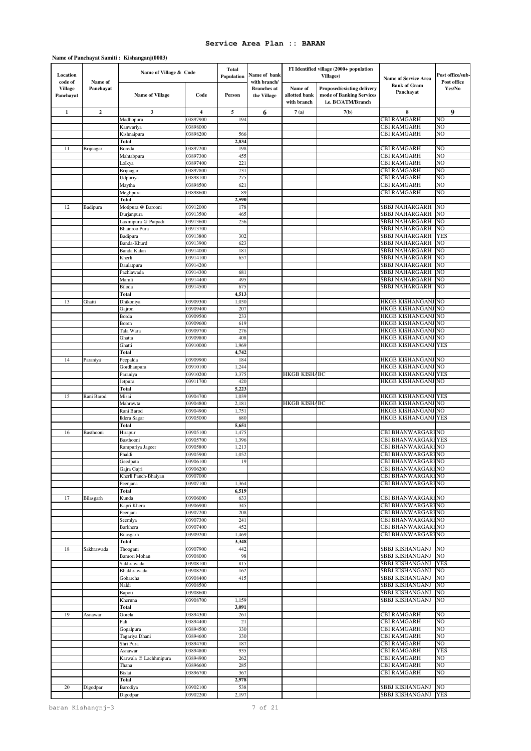# Service Area Plan :: BARAN

**Name of Panchayat Samiti : Kishanganj(0003)**

| Location code of Village Panchayat | Name of Panchayat | Name of Village & Code | | Total Population | Name of bank with branch/ Branches at the Village | FI Identified village (2000+ population Villages) | | Name of Service Area Bank of Gram Panchayat | Post office/sub-Post office Yes/No |
|---|---|---|---|---|---|---|---|---|---|
| | | Name of Village | Code | Person | | Name of allotted bank with branch | Proposed/existing delivery mode of Banking Services i.e. BC/ATM/Branch | | |
| 1 | 2 | 3 | 4 | 5 | 6 | 7 (a) | 7(b) | 8 | 9 |
| | | Madhopura | 03897900 | 194 | | | | CBI RAMGARH | NO |
| | | Kanwariya | 03898000 | | | | | CBI RAMGARH | NO |
| | | Kishnaipura | 03898200 | 566 | | | | CBI RAMGARH | NO |
| | | **Total** | | **2,834** | | | | | |
| 11 | Brijnagar | Boreda | 03897200 | 198 | | | | CBI RAMGARH | NO |
| | | Mahtabpura | 03897300 | 455 | | | | CBI RAMGARH | NO |
| | | Lolkya | 03897400 | 221 | | | | CBI RAMGARH | NO |
| | | Brijnagar | 03897800 | 731 | | | | CBI RAMGARH | NO |
| | | Udpuriya | 03898100 | 275 | | | | CBI RAMGARH | NO |
| | | Maytha | 03898500 | 621 | | | | CBI RAMGARH | NO |
| | | Meghpura | 03898600 | 89 | | | | CBI RAMGARH | NO |
| | | **Total** | | **2,590** | | | | | |
| 12 | Badipura | Motipura @ Barooni | 03912000 | 178 | | | | SBBJ NAHARGARH | NO |
| | | Durjanpura | 03913500 | 465 | | | | SBBJ NAHARGARH | NO |
| | | Laxmipura @ Patpadi | 03913600 | 256 | | | | SBBJ NAHARGARH | NO |
| | | Bhainroo Pura | 03913700 | | | | | SBBJ NAHARGARH | NO |
| | | Badipura | 03913800 | 302 | | | | SBBJ NAHARGARH | YES |
| | | Banda-Khurd | 03913900 | 623 | | | | SBBJ NAHARGARH | NO |
| | | Banda Kalan | 03914000 | 181 | | | | SBBJ NAHARGARH | NO |
| | | Kherli | 03914100 | 657 | | | | SBBJ NAHARGARH | NO |
| | | Daulatpura | 03914200 | | | | | SBBJ NAHARGARH | NO |
| | | Pachlawada | 03914300 | 681 | | | | SBBJ NAHARGARH | NO |
| | | Mamli | 03914400 | 495 | | | | SBBJ NAHARGARH | NO |
| | | Biloda | 03914500 | 675 | | | | SBBJ NAHARGARH | NO |
| | | **Total** | | **4,513** | | | | | |
| 13 | Ghatti | Dhikoniya | 03909300 | 1,030 | | | | HKGB KISHANGANJ | NO |
| | | Gajron | 03909400 | 207 | | | | HKGB KISHANGANJ | NO |
| | | Borda | 03909500 | 233 | | | | HKGB KISHANGANJ | NO |
| | | Boren | 03909600 | 619 | | | | HKGB KISHANGANJ | NO |
| | | Tala Wara | 03909700 | 276 | | | | HKGB KISHANGANJ | NO |
| | | Ghatta | 03909800 | 408 | | | | HKGB KISHANGANJ | NO |
| | | Ghatti | 03910000 | 1,969 | | | | HKGB KISHANGANJ | YES |
| | | **Total** | | **4,742** | | | | | |
| 14 | Paraniya | Peepalda | 03909900 | 184 | | | | HKGB KISHANGANJ | NO |
| | | Gordhanpura | 03910100 | 1,244 | | | | HKGB KISHANGANJ | NO |
| | | Paraniya | 03910200 | 3,375 | | HKGB KISHA | BC | HKGB KISHANGANJ | YES |
| | | Jetpura | 03911700 | 420 | | | | HKGB KISHANGANJ | NO |
| | | **Total** | | **5,223** | | | | | |
| 15 | Rani Barod | Misai | 03904700 | 1,039 | | | | HKGB KISHANGANJ | YES |
| | | Mahrawta | 03904800 | 2,181 | | HKGB KISHA | BC | HKGB KISHANGANJ | NO |
| | | Rani Barod | 03904900 | 1,751 | | | | HKGB KISHANGANJ | NO |
| | | Iklera Sagar | 03905000 | 680 | | | | HKGB KISHANGANJ | YES |
| | | **Total** | | **5,651** | | | | | |
| 16 | Basthooni | Hirapur | 03905100 | 1,475 | | | | CBI BHANWARGARH | NO |
| | | Basthooni | 03905700 | 1,396 | | | | CBI BHANWARGARH | YES |
| | | Rampuriya Jageer | 03905800 | 1,213 | | | | CBI BHANWARGARH | NO |
| | | Phaldi | 03905900 | 1,052 | | | | CBI BHANWARGARH | NO |
| | | Geedpata | 03906100 | 19 | | | | CBI BHANWARGARH | NO |
| | | Gajra Gajri | 03906200 | | | | | CBI BHANWARGARH | NO |
| | | Kherli Panch-Bhaiyan | 03907000 | | | | | CBI BHANWARGARH | NO |
| | | Peenjana | 03907100 | 1,364 | | | | CBI BHANWARGARH | NO |
| | | **Total** | | **6,519** | | | | | |
| 17 | Bilasgarh | Kunda | 03906000 | 633 | | | | CBI BHANWARGARH | NO |
| | | Kapri Khera | 03906900 | 345 | | | | CBI BHANWARGARH | NO |
| | | Peenjani | 03907200 | 208 | | | | CBI BHANWARGARH | NO |
| | | Seemlya | 03907300 | 241 | | | | CBI BHANWARGARH | NO |
| | | Barkhera | 03907400 | 452 | | | | CBI BHANWARGARH | NO |
| | | Bilasgarh | 03909200 | 1,469 | | | | CBI BHANWARGARH | NO |
| | | **Total** | | **3,348** | | | | | |
| 18 | Sakhrawada | Thoogani | 03907900 | 442 | | | | SBBJ KISHANGANJ | NO |
| | | Bamori Mohan | 03908000 | 98 | | | | SBBJ KISHANGANJ | NO |
| | | Sakhrawada | 03908100 | 815 | | | | SBBJ KISHANGANJ | YES |
| | | Bhakhrawada | 03908200 | 162 | | | | SBBJ KISHANGANJ | NO |
| | | Gobarcha | 03908400 | 415 | | | | SBBJ KISHANGANJ | NO |
| | | Naldi | 03908500 | | | | | SBBJ KISHANGANJ | NO |
| | | Bapoti | 03908600 | | | | | SBBJ KISHANGANJ | NO |
| | | Kheruna | 03908700 | 1,159 | | | | SBBJ KISHANGANJ | NO |
| | | **Total** | | **3,091** | | | | | |
| 19 | Asnawar | Gorela | 03894300 | 261 | | | | CBI RAMGARH | NO |
| | | Pali | 03894400 | 21 | | | | CBI RAMGARH | NO |
| | | Gopalpura | 03894500 | 330 | | | | CBI RAMGARH | NO |
| | | Tagariya Dhani | 03894600 | 330 | | | | CBI RAMGARH | NO |
| | | Shri Pura | 03894700 | 187 | | | | CBI RAMGARH | NO |
| | | Asnawar | 03894800 | 935 | | | | CBI RAMGARH | YES |
| | | Karwala @ Lachhmipura | 03894900 | 262 | | | | CBI RAMGARH | NO |
| | | Thana | 03896600 | 285 | | | | CBI RAMGARH | NO |
| | | Bislai | 03896700 | 367 | | | | CBI RAMGARH | NO |
| | | **Total** | | **2,978** | | | | | |
| 20 | Digodpar | Barodiya | 03902100 | 538 | | | | SBBJ KISHANGANJ | NO |
| | | Digodpar | 03902200 | 2,197 | | | | SBBJ KISHANGANJ | YES |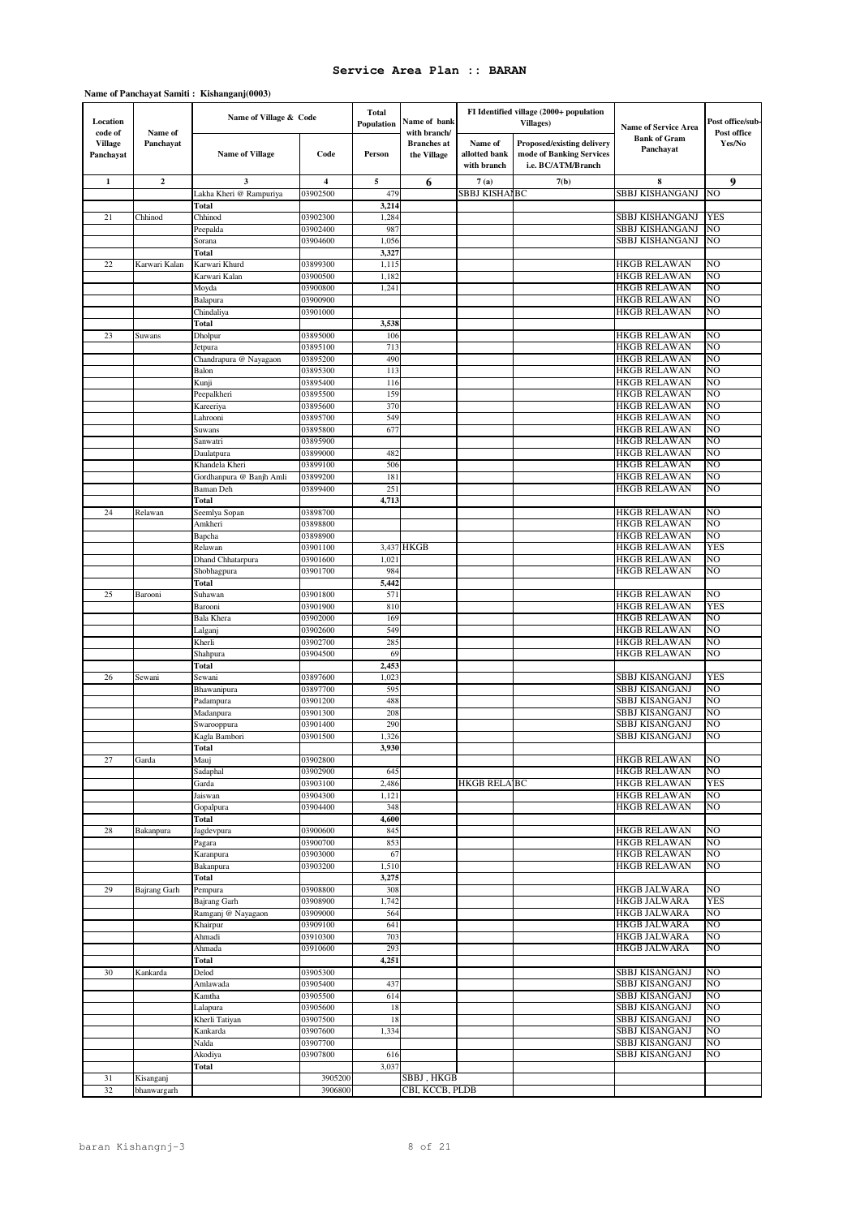# Service Area Plan :: BARAN

**Name of Panchayat Samiti : Kishanganj(0003)**

| Location code of Village Panchayat | Name of Panchayat | Name of Village & Code | | Total Population | Name of bank with branch/ Branches at the Village | FI Identified village (2000+ population Villages) | | Name of Service Area Bank of Gram Panchayat | Post office/sub-Post office Yes/No |
|---|---|---|---|---|---|---|---|---|---|
| | | Name of Village | Code | Person | | Name of allotted bank with branch | Proposed/existing delivery mode of Banking Services i.e. BC/ATM/Branch | | |
| 1 | 2 | 3 | 4 | 5 | 6 | 7 (a) | 7(b) | 8 | 9 |
| | | Lakha Kheri @ Rampuriya | 03902500 | 479 | | SBBJ KISHAN | BC | SBBJ KISHANGANJ | NO |
| | | Total | | 3,214 | | | | | |
| 21 | Chhinod | Chhinod | 03902300 | 1,284 | | | | SBBJ KISHANGANJ | YES |
| | | Peepalda | 03902400 | 987 | | | | SBBJ KISHANGANJ | NO |
| | | Sorana | 03904600 | 1,056 | | | | SBBJ KISHANGANJ | NO |
| | | Total | | 3,327 | | | | | |
| 22 | Karwari Kalan | Karwari Khurd | 03899300 | 1,115 | | | | HKGB RELAWAN | NO |
| | | Karwari Kalan | 03900500 | 1,182 | | | | HKGB RELAWAN | NO |
| | | Moyda | 03900800 | 1,241 | | | | HKGB RELAWAN | NO |
| | | Balapura | 03900900 | | | | | HKGB RELAWAN | NO |
| | | Chindaliya | 03901000 | | | | | HKGB RELAWAN | NO |
| | | Total | | 3,538 | | | | | |
| 23 | Suwans | Dholpur | 03895000 | 106 | | | | HKGB RELAWAN | NO |
| | | Jetpura | 03895100 | 713 | | | | HKGB RELAWAN | NO |
| | | Chandrapura @ Nayagaon | 03895200 | 490 | | | | HKGB RELAWAN | NO |
| | | Balon | 03895300 | 113 | | | | HKGB RELAWAN | NO |
| | | Kunji | 03895400 | 116 | | | | HKGB RELAWAN | NO |
| | | Peepalkheri | 03895500 | 159 | | | | HKGB RELAWAN | NO |
| | | Kareeriya | 03895600 | 370 | | | | HKGB RELAWAN | NO |
| | | Lahrooni | 03895700 | 549 | | | | HKGB RELAWAN | NO |
| | | Suwans | 03895800 | 677 | | | | HKGB RELAWAN | NO |
| | | Sanwatri | 03895900 | | | | | HKGB RELAWAN | NO |
| | | Daulatpura | 03899000 | 482 | | | | HKGB RELAWAN | NO |
| | | Khandela Kheri | 03899100 | 506 | | | | HKGB RELAWAN | NO |
| | | Gordhanpura @ Banjh Amli | 03899200 | 181 | | | | HKGB RELAWAN | NO |
| | | Baman Deh | 03899400 | 251 | | | | HKGB RELAWAN | NO |
| | | Total | | 4,713 | | | | | |
| 24 | Relawan | Seemlya Sopan | 03898700 | | | | | HKGB RELAWAN | NO |
| | | Amkheri | 03898800 | | | | | HKGB RELAWAN | NO |
| | | Bapcha | 03898900 | | | | | HKGB RELAWAN | NO |
| | | Relawan | 03901100 | 3,437 | HKGB | | | HKGB RELAWAN | YES |
| | | Dhand Chhatarpura | 03901600 | 1,021 | | | | HKGB RELAWAN | NO |
| | | Shobhagpura | 03901700 | 984 | | | | HKGB RELAWAN | NO |
| | | Total | | 5,442 | | | | | |
| 25 | Barooni | Suhawan | 03901800 | 571 | | | | HKGB RELAWAN | NO |
| | | Barooni | 03901900 | 810 | | | | HKGB RELAWAN | YES |
| | | Bala Khera | 03902000 | 169 | | | | HKGB RELAWAN | NO |
| | | Lalganj | 03902600 | 549 | | | | HKGB RELAWAN | NO |
| | | Kherli | 03902700 | 285 | | | | HKGB RELAWAN | NO |
| | | Shahpura | 03904500 | 69 | | | | HKGB RELAWAN | NO |
| | | Total | | 2,453 | | | | | |
| 26 | Sewani | Sewani | 03897600 | 1,023 | | | | SBBJ KISANGANJ | YES |
| | | Bhawanipura | 03897700 | 595 | | | | SBBJ KISANGANJ | NO |
| | | Padampura | 03901200 | 488 | | | | SBBJ KISANGANJ | NO |
| | | Madanpura | 03901300 | 208 | | | | SBBJ KISANGANJ | NO |
| | | Swarooppura | 03901400 | 290 | | | | SBBJ KISANGANJ | NO |
| | | Kagla Bambori | 03901500 | 1,326 | | | | SBBJ KISANGANJ | NO |
| | | Total | | 3,930 | | | | | |
| 27 | Garda | Mauj | 03902800 | | | | | HKGB RELAWAN | NO |
| | | Sadaphal | 03902900 | 645 | | | | HKGB RELAWAN | NO |
| | | Garda | 03903100 | 2,486 | | HKGB RELA | BC | HKGB RELAWAN | YES |
| | | Jaiswan | 03904300 | 1,121 | | | | HKGB RELAWAN | NO |
| | | Gopalpura | 03904400 | 348 | | | | HKGB RELAWAN | NO |
| | | Total | | 4,600 | | | | | |
| 28 | Bakanpura | Jagdevpura | 03900600 | 845 | | | | HKGB RELAWAN | NO |
| | | Pagara | 03900700 | 853 | | | | HKGB RELAWAN | NO |
| | | Karanpura | 03903000 | 67 | | | | HKGB RELAWAN | NO |
| | | Bakanpura | 03903200 | 1,510 | | | | HKGB RELAWAN | NO |
| | | Total | | 3,275 | | | | | |
| 29 | Bajrang Garh | Pempura | 03908800 | 308 | | | | HKGB JALWARA | NO |
| | | Bajrang Garh | 03908900 | 1,742 | | | | HKGB JALWARA | YES |
| | | Ramganj @ Nayagaon | 03909000 | 564 | | | | HKGB JALWARA | NO |
| | | Khairpur | 03909100 | 641 | | | | HKGB JALWARA | NO |
| | | Ahmadi | 03910300 | 703 | | | | HKGB JALWARA | NO |
| | | Ahmada | 03910600 | 293 | | | | HKGB JALWARA | NO |
| | | Total | | 4,251 | | | | | |
| 30 | Kankarda | Delod | 03905300 | | | | | SBBJ KISANGANJ | NO |
| | | Amlawada | 03905400 | 437 | | | | SBBJ KISANGANJ | NO |
| | | Kamtha | 03905500 | 614 | | | | SBBJ KISANGANJ | NO |
| | | Lalapura | 03905600 | 18 | | | | SBBJ KISANGANJ | NO |
| | | Kherli Tatiyan | 03907500 | 18 | | | | SBBJ KISANGANJ | NO |
| | | Kankarda | 03907600 | 1,334 | | | | SBBJ KISANGANJ | NO |
| | | Nalda | 03907700 | | | | | SBBJ KISANGANJ | NO |
| | | Akodiya | 03907800 | 616 | | | | SBBJ KISANGANJ | NO |
| | | Total | | 3,037 | | | | | |
| 31 | Kisanganj | | 3905200 | | SBBJ , HKGB | | | | |
| 32 | bhanwargarh | | 3906800 | | CBI, KCCB, PLDB | | | | |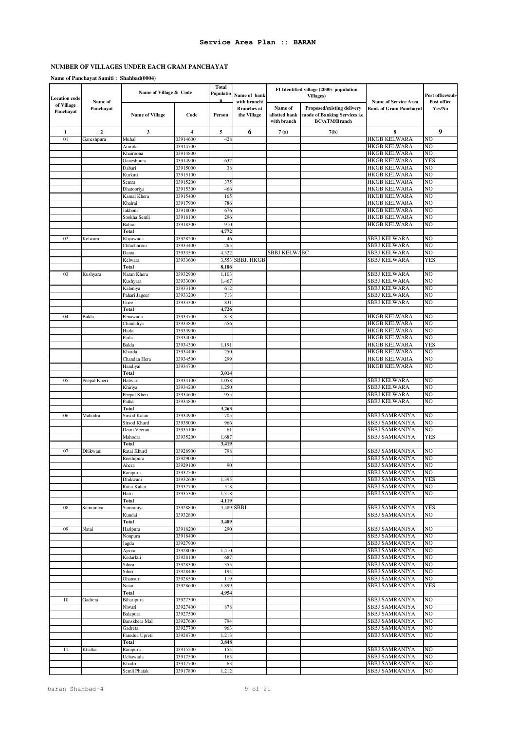# Service Area Plan :: BARAN

## NUMBER OF VILLAGES UNDER EACH GRAM PANCHAYAT

**Name of Panchayat Samiti : Shahbad(0004)**

| Location code of Village Panchayat | Name of Panchayat | Name of Village & Code | | Total Population | Name of bank with branch/ Branches at the Village | FI Identified village (2000+ population Villages) | | Name of Service Area Bank of Gram Panchayat | Post office/sub-Post office Yes/No |
|---|---|---|---|---|---|---|---|---|---|
| | | Name of Village | Code | Person | | Name of allotted bank with branch | Proposed/existing delivery mode of Banking Services i.e. BC/ATM/Branch | | |
| 1 | 2 | 3 | 4 | 5 | 6 | 7 (a) | 7(b) | 8 | 9 |
| 01 | Ganeshpura | Muhal | 03914600 | 428 | | | | HKGB KELWARA | NO |
| | | Amrola | 03914700 | | | | | HKGB KELWARA | NO |
| | | Khairoona | 03914800 | | | | | HKGB KELWARA | NO |
| | | Ganeshpura | 03914900 | 632 | | | | HKGB KELWARA | YES |
| | | Dabari | 03915000 | 38 | | | | HKGB KELWARA | NO |
| | | Kurkuti | 03915100 | | | | | HKGB KELWARA | NO |
| | | Semra | 03915200 | 375 | | | | HKGB KELWARA | NO |
| | | Dhatooriya | 03915300 | 466 | | | | HKGB KELWARA | NO |
| | | Kamal Khera | 03915400 | 165 | | | | HKGB KELWARA | NO |
| | | Khairai | 03917900 | 786 | | | | HKGB KELWARA | NO |
| | | Jakhoni | 03918000 | 676 | | | | HKGB KELWARA | NO |
| | | Sookha Semli | 03918100 | 296 | | | | HKGB KELWARA | NO |
| | | Bahrai | 03918300 | 910 | | | | HKGB KELWARA | NO |
| | | **Total** | | **4,772** | | | | | |
| 02 | Kelwara | Khyawada | 03928200 | 46 | | | | SBBJ KELWARA | NO |
| | | Chhichhroni | 03933400 | 265 | | | | SBBJ KELWARA | NO |
| | | Danta | 03933500 | 4,322 | | SBBJ KELWA | BC | SBBJ KELWARA | NO |
| | | Kelwara | 03933600 | 3,553 | SBBJ, HKGB | | | SBBJ KELWARA | YES |
| | | **Total** | | **8,186** | | | | | |
| 03 | Kushyara | Naran Khera | 03932900 | 1,103 | | | | SBBJ KELWARA | NO |
| | | Kushyara | 03933000 | 1,467 | | | | SBBJ KELWARA | NO |
| | | Kaloniya | 03933100 | 612 | | | | SBBJ KELWARA | NO |
| | | Pahari Jageer | 03933200 | 713 | | | | SBBJ KELWARA | NO |
| | | Unee | 03933300 | 831 | | | | SBBJ KELWARA | NO |
| | | **Total** | | **4,726** | | | | | |
| 04 | Balda | Penawada | 03933700 | 818 | | | | HKGB KELWARA | NO |
| | | Chindaliya | 03933800 | 456 | | | | HKGB KELWARA | NO |
| | | Harla | 03933900 | | | | | HKGB KELWARA | NO |
| | | Parla | 03934000 | | | | | HKGB KELWARA | NO |
| | | Balda | 03934300 | 1,191 | | | | HKGB KELWARA | YES |
| | | Kharda | 03934400 | 250 | | | | HKGB KELWARA | NO |
| | | Chandan Hera | 03934500 | 299 | | | | HKGB KELWARA | NO |
| | | Handiyai | 03934700 | | | | | HKGB KELWARA | NO |
| | | **Total** | | **3,014** | | | | | |
| 05 | Peepal Kheri | Hatwari | 03934100 | 1,058 | | | | SBBJ KELWARA | NO |
| | | Khiriya | 03934200 | 1,250 | | | | SBBJ KELWARA | NO |
| | | Peepal Kheri | 03934600 | 955 | | | | SBBJ KELWARA | NO |
| | | Patha | 03934800 | | | | | SBBJ KELWARA | NO |
| | | **Total** | | **3,263** | | | | | |
| 06 | Mahodra | Sirsod Kalan | 03934900 | 705 | | | | SBBJ SAMRANIYA | NO |
| | | Sirsod Khurd | 03935000 | 966 | | | | SBBJ SAMRANIYA | NO |
| | | Deori Veeran | 03935100 | 61 | | | | SBBJ SAMRANIYA | NO |
| | | Mahodra | 03935200 | 1,687 | | | | SBBJ SAMRANIYA | YES |
| | | **Total** | | **3,419** | | | | | |
| 07 | Dhikwani | Ratai Khurd | 03928900 | 798 | | | | SBBJ SAMRANIYA | NO |
| | | Reethipura | 03929000 | | | | | SBBJ SAMRANIYA | NO |
| | | Ahera | 03929100 | 90 | | | | SBBJ SAMRANIYA | NO |
| | | Ranipura | 03932500 | | | | | SBBJ SAMRANIYA | NO |
| | | Dhikwani | 03932600 | 1,395 | | | | SBBJ SAMRANIYA | YES |
| | | Ratai Kalan | 03932700 | 518 | | | | SBBJ SAMRANIYA | NO |
| | | Hatri | 03935300 | 1,318 | | | | SBBJ SAMRANIYA | NO |
| | | **Total** | | **4,119** | | | | | |
| 08 | Samraniya | Samraniya | 03928800 | 3,489 | SBBJ | | | SBBJ SAMRANIYA | YES |
| | | Kundai | 03932800 | | | | | SBBJ SAMRANIYA | NO |
| | | **Total** | | **3,489** | | | | | |
| 09 | Natai | Haripura | 03918200 | 290 | | | | SBBJ SAMRANIYA | NO |
| | | Nonpura | 03918400 | | | | | SBBJ SAMRANIYA | NO |
| | | Jagda | 03927900 | | | | | SBBJ SAMRANIYA | NO |
| | | Ajrora | 03928000 | 1,410 | | | | SBBJ SAMRANIYA | NO |
| | | Kedarkui | 03928100 | 687 | | | | SBBJ SAMRANIYA | NO |
| | | Silora | 03928300 | 355 | | | | SBBJ SAMRANIYA | NO |
| | | Silori | 03928400 | 194 | | | | SBBJ SAMRANIYA | NO |
| | | Ghansuri | 03928500 | 119 | | | | SBBJ SAMRANIYA | NO |
| | | Natai | 03928600 | 1,899 | | | | SBBJ SAMRANIYA | YES |
| | | **Total** | | **4,954** | | | | | |
| 10 | Gadreta | Biharipura | 03927300 | | | | | SBBJ SAMRANIYA | NO |
| | | Niwari | 03927400 | 878 | | | | SBBJ SAMRANIYA | NO |
| | | Balapura | 03927500 | | | | | SBBJ SAMRANIYA | NO |
| | | Banskhera Mal | 03927600 | 794 | | | | SBBJ SAMRANIYA | NO |
| | | Gadreta | 03927700 | 963 | | | | SBBJ SAMRANIYA | NO |
| | | Faredua Upreti | 03928700 | 1,213 | | | | SBBJ SAMRANIYA | NO |
| | | **Total** | | **3,848** | | | | | |
| 11 | Khatka | Ranipura | 03915500 | 154 | | | | SBBJ SAMRANIYA | NO |
| | | Uchawada | 03917500 | 163 | | | | SBBJ SAMRANIYA | NO |
| | | Khadri | 03917700 | 63 | | | | SBBJ SAMRANIYA | NO |
| | | Semli Phatak | 03917800 | 1,212 | | | | SBBJ SAMRANIYA | NO |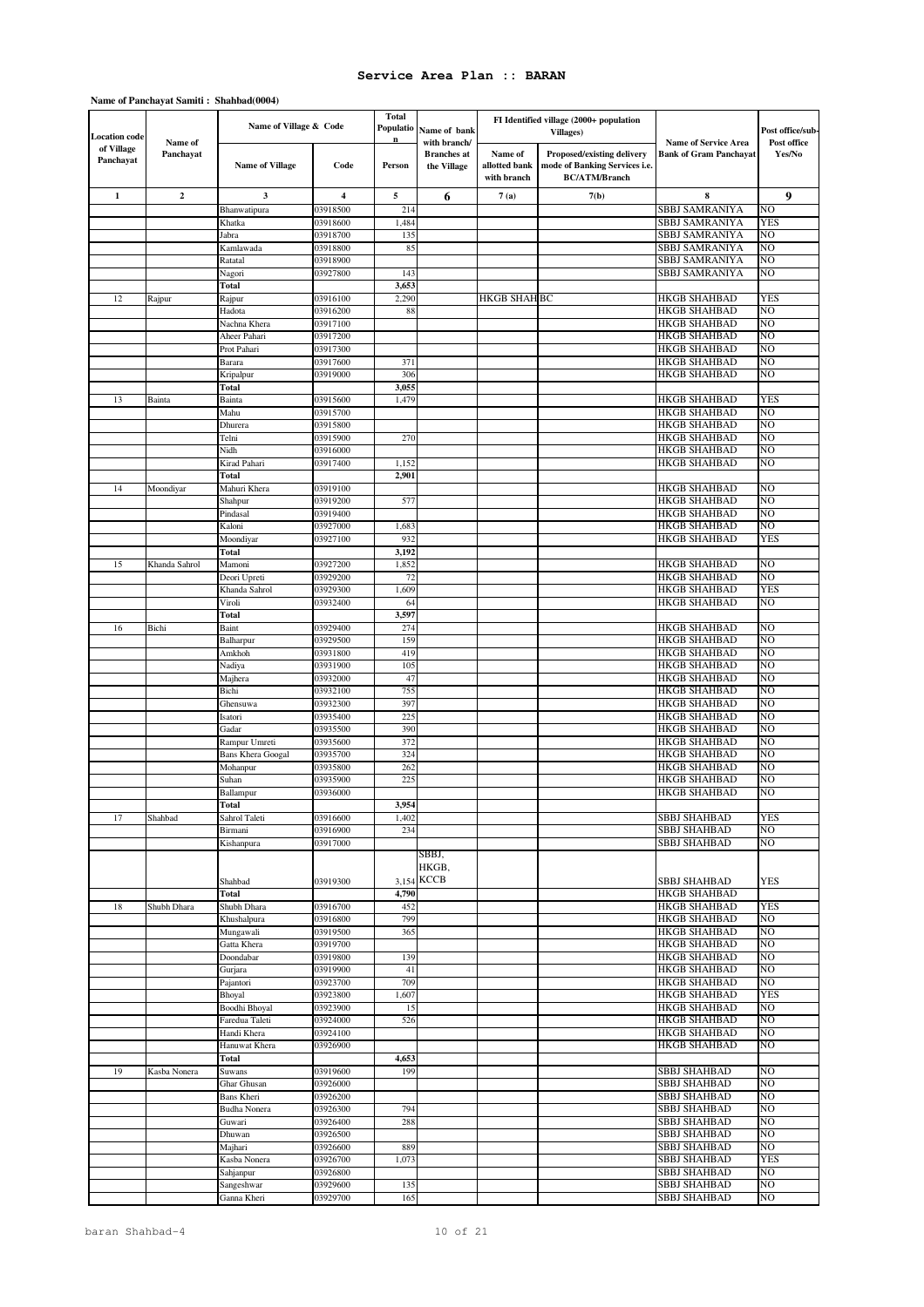# Service Area Plan :: BARAN

**Name of Panchayat Samiti : Shahbad(0004)**

| Location code of Village Panchayat | Name of Panchayat | Name of Village & Code | | Total Population | Name of bank with branch/ Branches at the Village | FI Identified village (2000+ population Villages) | | Name of Service Area Bank of Gram Panchayat | Post office/sub-Post office Yes/No |
|---|---|---|---|---|---|---|---|---|---|
| | | Name of Village | Code | Person | | Name of allotted bank with branch | Proposed/existing delivery mode of Banking Services i.e. BC/ATM/Branch | | |
| 1 | 2 | 3 | 4 | 5 | 6 | 7 (a) | 7(b) | 8 | 9 |
| | | Bhanwatipura | 03918500 | 214 | | | | SBBJ SAMRANIYA | NO |
| | | Khatka | 03918600 | 1,484 | | | | SBBJ SAMRANIYA | YES |
| | | Jabra | 03918700 | 135 | | | | SBBJ SAMRANIYA | NO |
| | | Kamlawada | 03918800 | 85 | | | | SBBJ SAMRANIYA | NO |
| | | Ratatal | 03918900 | | | | | SBBJ SAMRANIYA | NO |
| | | Nagori | 03927800 | 143 | | | | SBBJ SAMRANIYA | NO |
| | | Total | | 3,653 | | | | | |
| 12 | Rajpur | Rajpur | 03916100 | 2,290 | | HKGB SHAHBAD | BC | HKGB SHAHBAD | YES |
| | | Hadota | 03916200 | 88 | | | | HKGB SHAHBAD | NO |
| | | Nachna Khera | 03917100 | | | | | HKGB SHAHBAD | NO |
| | | Aheer Pahari | 03917200 | | | | | HKGB SHAHBAD | NO |
| | | Prot Pahari | 03917300 | | | | | HKGB SHAHBAD | NO |
| | | Barara | 03917600 | 371 | | | | HKGB SHAHBAD | NO |
| | | Kripalpur | 03919000 | 306 | | | | HKGB SHAHBAD | NO |
| | | Total | | 3,055 | | | | | |
| 13 | Bainta | Bainta | 03915600 | 1,479 | | | | HKGB SHAHBAD | YES |
| | | Mahu | 03915700 | | | | | HKGB SHAHBAD | NO |
| | | Dhurera | 03915800 | | | | | HKGB SHAHBAD | NO |
| | | Telni | 03915900 | 270 | | | | HKGB SHAHBAD | NO |
| | | Nidh | 03916000 | | | | | HKGB SHAHBAD | NO |
| | | Kirad Pahari | 03917400 | 1,152 | | | | HKGB SHAHBAD | NO |
| | | Total | | 2,901 | | | | | |
| 14 | Moondiyar | Mahuri Khera | 03919100 | | | | | HKGB SHAHBAD | NO |
| | | Shahpur | 03919200 | 577 | | | | HKGB SHAHBAD | NO |
| | | Pindasal | 03919400 | | | | | HKGB SHAHBAD | NO |
| | | Kaloni | 03927000 | 1,683 | | | | HKGB SHAHBAD | NO |
| | | Moondiyar | 03927100 | 932 | | | | HKGB SHAHBAD | YES |
| | | Total | | 3,192 | | | | | |
| 15 | Khanda Sahrol | Mamoni | 03927200 | 1,852 | | | | HKGB SHAHBAD | NO |
| | | Deori Upreti | 03929200 | 72 | | | | HKGB SHAHBAD | NO |
| | | Khanda Sahrol | 03929300 | 1,609 | | | | HKGB SHAHBAD | YES |
| | | Viroli | 03932400 | 64 | | | | HKGB SHAHBAD | NO |
| | | Total | | 3,597 | | | | | |
| 16 | Bichi | Baint | 03929400 | 274 | | | | HKGB SHAHBAD | NO |
| | | Balharpur | 03929500 | 159 | | | | HKGB SHAHBAD | NO |
| | | Amkhoh | 03931800 | 419 | | | | HKGB SHAHBAD | NO |
| | | Nadiya | 03931900 | 105 | | | | HKGB SHAHBAD | NO |
| | | Majhera | 03932000 | 47 | | | | HKGB SHAHBAD | NO |
| | | Bichi | 03932100 | 755 | | | | HKGB SHAHBAD | NO |
| | | Ghensuwa | 03932300 | 397 | | | | HKGB SHAHBAD | NO |
| | | Isatori | 03935400 | 225 | | | | HKGB SHAHBAD | NO |
| | | Gadar | 03935500 | 390 | | | | HKGB SHAHBAD | NO |
| | | Rampur Umreti | 03935600 | 372 | | | | HKGB SHAHBAD | NO |
| | | Bans Khera Googal | 03935700 | 324 | | | | HKGB SHAHBAD | NO |
| | | Mohanpur | 03935800 | 262 | | | | HKGB SHAHBAD | NO |
| | | Suhan | 03935900 | 225 | | | | HKGB SHAHBAD | NO |
| | | Ballampur | 03936000 | | | | | HKGB SHAHBAD | NO |
| | | Total | | 3,954 | | | | | |
| 17 | Shahbad | Sahrol Taleti | 03916600 | 1,402 | | | | SBBJ SHAHBAD | YES |
| | | Birmani | 03916900 | 234 | | | | SBBJ SHAHBAD | NO |
| | | Kishanpura | 03917000 | | | | | SBBJ SHAHBAD | NO |
| | | Shahbad | 03919300 | 3,154 | SBBJ, HKGB, KCCB | | | SBBJ SHAHBAD | YES |
| | | Total | | 4,790 | | | | HKGB SHAHBAD | |
| 18 | Shubh Dhara | Shubh Dhara | 03916700 | 452 | | | | HKGB SHAHBAD | YES |
| | | Khushalpura | 03916800 | 799 | | | | HKGB SHAHBAD | NO |
| | | Mungawali | 03919500 | 365 | | | | HKGB SHAHBAD | NO |
| | | Gatta Khera | 03919700 | | | | | HKGB SHAHBAD | NO |
| | | Doondabar | 03919800 | 139 | | | | HKGB SHAHBAD | NO |
| | | Gurjara | 03919900 | 41 | | | | HKGB SHAHBAD | NO |
| | | Pajantori | 03923700 | 709 | | | | HKGB SHAHBAD | NO |
| | | Bhoyal | 03923800 | 1,607 | | | | HKGB SHAHBAD | YES |
| | | Boodhi Bhoyal | 03923900 | 15 | | | | HKGB SHAHBAD | NO |
| | | Faredua Taleti | 03924000 | 526 | | | | HKGB SHAHBAD | NO |
| | | Handi Khera | 03924100 | | | | | HKGB SHAHBAD | NO |
| | | Hanuwat Khera | 03926900 | | | | | HKGB SHAHBAD | NO |
| | | Total | | 4,653 | | | | | |
| 19 | Kasba Nonera | Suwans | 03919600 | 199 | | | | SBBJ SHAHBAD | NO |
| | | Ghar Ghusan | 03926000 | | | | | SBBJ SHAHBAD | NO |
| | | Bans Kheri | 03926200 | | | | | SBBJ SHAHBAD | NO |
| | | Budha Nonera | 03926300 | 794 | | | | SBBJ SHAHBAD | NO |
| | | Guwari | 03926400 | 288 | | | | SBBJ SHAHBAD | NO |
| | | Dhuwan | 03926500 | | | | | SBBJ SHAHBAD | NO |
| | | Majhari | 03926600 | 889 | | | | SBBJ SHAHBAD | NO |
| | | Kasba Nonera | 03926700 | 1,073 | | | | SBBJ SHAHBAD | YES |
| | | Sahjanpur | 03926800 | | | | | SBBJ SHAHBAD | NO |
| | | Sangeshwar | 03929600 | 135 | | | | SBBJ SHAHBAD | NO |
| | | Ganna Kheri | 03929700 | 165 | | | | SBBJ SHAHBAD | NO |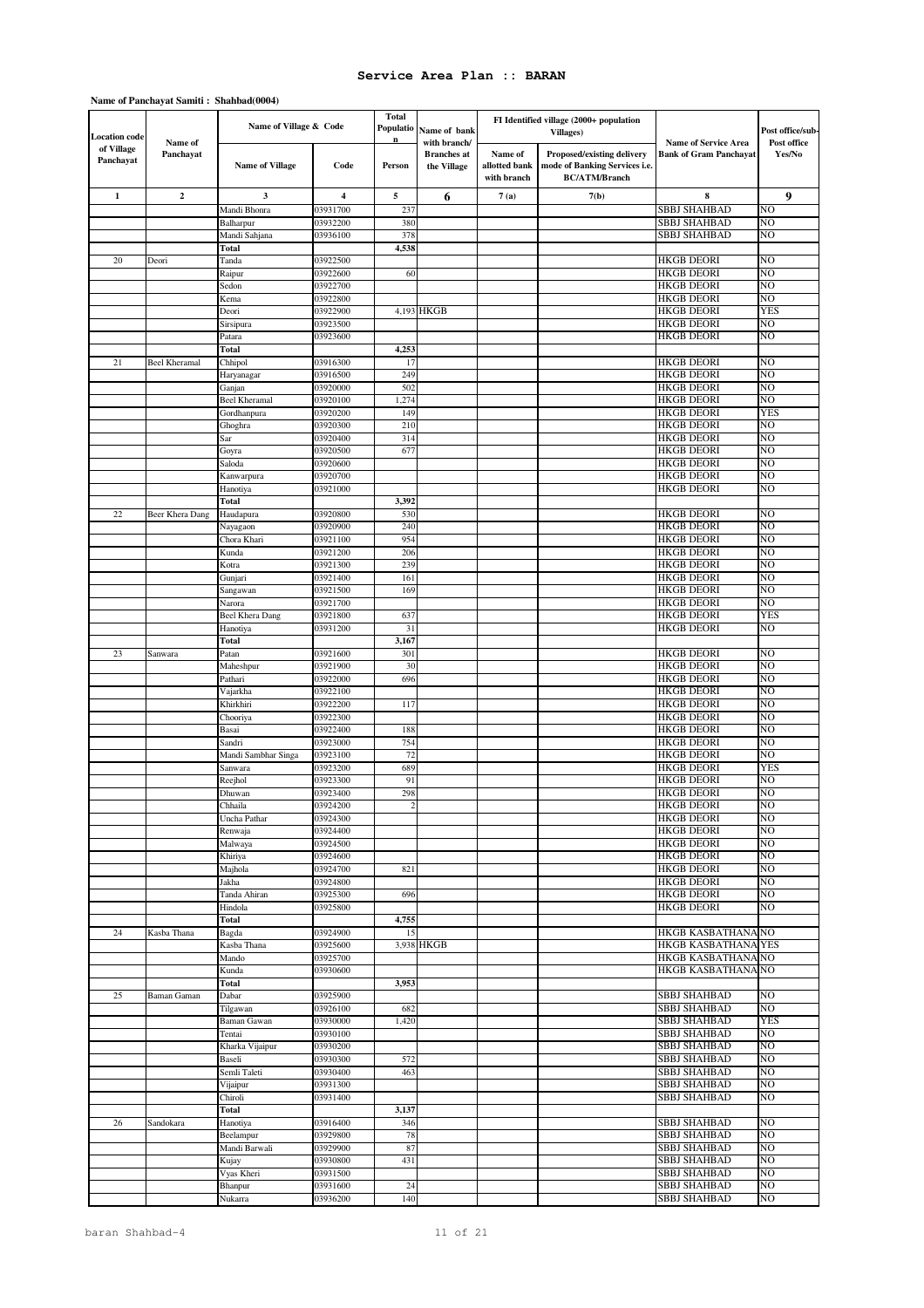# Service Area Plan :: BARAN

**Name of Panchayat Samiti : Shahbad(0004)**

| Location code of Village Panchayat | Name of Panchayat | Name of Village & Code | | Total Population | Name of bank with branch/ Branches at the Village | FI Identified village (2000+ population Villages) | | Name of Service Area Bank of Gram Panchayat | Post office/sub-Post office Yes/No |
|---|---|---|---|---|---|---|---|---|---|
| | | Name of Village | Code | Person | | Name of allotted bank with branch | Proposed/existing delivery mode of Banking Services i.e. BC/ATM/Branch | | |
| 1 | 2 | 3 | 4 | 5 | 6 | 7 (a) | 7(b) | 8 | 9 |
| | | Mandi Bhonra | 03931700 | 237 | | | | SBBJ SHAHBAD | NO |
| | | Balharpur | 03932200 | 380 | | | | SBBJ SHAHBAD | NO |
| | | Mandi Sahjana | 03936100 | 378 | | | | SBBJ SHAHBAD | NO |
| | | **Total** | | **4,538** | | | | | |
| 20 | Deori | Tanda | 03922500 | | | | | HKGB DEORI | NO |
| | | Raipur | 03922600 | 60 | | | | HKGB DEORI | NO |
| | | Sedon | 03922700 | | | | | HKGB DEORI | NO |
| | | Kema | 03922800 | | | | | HKGB DEORI | NO |
| | | Deori | 03922900 | 4,193 | HKGB | | | HKGB DEORI | YES |
| | | Sirsipura | 03923500 | | | | | HKGB DEORI | NO |
| | | Patara | 03923600 | | | | | HKGB DEORI | NO |
| | | **Total** | | **4,253** | | | | | |
| 21 | Beel Kheramal | Chhipol | 03916300 | 17 | | | | HKGB DEORI | NO |
| | | Haryanagar | 03916500 | 249 | | | | HKGB DEORI | NO |
| | | Ganjan | 03920000 | 502 | | | | HKGB DEORI | NO |
| | | Beel Kheramal | 03920100 | 1,274 | | | | HKGB DEORI | NO |
| | | Gordhanpura | 03920200 | 149 | | | | HKGB DEORI | YES |
| | | Ghoghra | 03920300 | 210 | | | | HKGB DEORI | NO |
| | | Sar | 03920400 | 314 | | | | HKGB DEORI | NO |
| | | Goyra | 03920500 | 677 | | | | HKGB DEORI | NO |
| | | Saloda | 03920600 | | | | | HKGB DEORI | NO |
| | | Kanwarpura | 03920700 | | | | | HKGB DEORI | NO |
| | | Hanotiya | 03921000 | | | | | HKGB DEORI | NO |
| | | **Total** | | **3,392** | | | | | |
| 22 | Beer Khera Dang | Haudapura | 03920800 | 530 | | | | HKGB DEORI | NO |
| | | Nayagaon | 03920900 | 240 | | | | HKGB DEORI | NO |
| | | Chora Khari | 03921100 | 954 | | | | HKGB DEORI | NO |
| | | Kunda | 03921200 | 206 | | | | HKGB DEORI | NO |
| | | Kotra | 03921300 | 239 | | | | HKGB DEORI | NO |
| | | Gunjari | 03921400 | 161 | | | | HKGB DEORI | NO |
| | | Sangawan | 03921500 | 169 | | | | HKGB DEORI | NO |
| | | Narora | 03921700 | | | | | HKGB DEORI | NO |
| | | Beel Khera Dang | 03921800 | 637 | | | | HKGB DEORI | YES |
| | | Hanotiya | 03931200 | 31 | | | | HKGB DEORI | NO |
| | | **Total** | | **3,167** | | | | | |
| 23 | Sanwara | Patan | 03921600 | 301 | | | | HKGB DEORI | NO |
| | | Maheshpur | 03921900 | 30 | | | | HKGB DEORI | NO |
| | | Pathari | 03922000 | 696 | | | | HKGB DEORI | NO |
| | | Vajarkha | 03922100 | | | | | HKGB DEORI | NO |
| | | Khirkhiri | 03922200 | 117 | | | | HKGB DEORI | NO |
| | | Chooriya | 03922300 | | | | | HKGB DEORI | NO |
| | | Basai | 03922400 | 188 | | | | HKGB DEORI | NO |
| | | Sandri | 03923000 | 754 | | | | HKGB DEORI | NO |
| | | Mandi Sambhar Singa | 03923100 | 72 | | | | HKGB DEORI | NO |
| | | Sanwara | 03923200 | 689 | | | | HKGB DEORI | YES |
| | | Reejhol | 03923300 | 91 | | | | HKGB DEORI | NO |
| | | Dhuwan | 03923400 | 298 | | | | HKGB DEORI | NO |
| | | Chhaila | 03924200 | 2 | | | | HKGB DEORI | NO |
| | | Uncha Pathar | 03924300 | | | | | HKGB DEORI | NO |
| | | Renwaja | 03924400 | | | | | HKGB DEORI | NO |
| | | Malwaya | 03924500 | | | | | HKGB DEORI | NO |
| | | Khiriya | 03924600 | | | | | HKGB DEORI | NO |
| | | Majhola | 03924700 | 821 | | | | HKGB DEORI | NO |
| | | Jakha | 03924800 | | | | | HKGB DEORI | NO |
| | | Tanda Ahiran | 03925300 | 696 | | | | HKGB DEORI | NO |
| | | Hindola | 03925800 | | | | | HKGB DEORI | NO |
| | | **Total** | | **4,755** | | | | | |
| 24 | Kasba Thana | Bagda | 03924900 | 15 | | | | HKGB KASBATHANA | NO |
| | | Kasba Thana | 03925600 | 3,938 | HKGB | | | HKGB KASBATHANA | YES |
| | | Mando | 03925700 | | | | | HKGB KASBATHANA | NO |
| | | Kunda | 03930600 | | | | | HKGB KASBATHANA | NO |
| | | **Total** | | **3,953** | | | | | |
| 25 | Baman Gaman | Dabar | 03925900 | | | | | SBBJ SHAHBAD | NO |
| | | Tilgawan | 03926100 | 682 | | | | SBBJ SHAHBAD | NO |
| | | Baman Gawan | 03930000 | 1,420 | | | | SBBJ SHAHBAD | YES |
| | | Tentai | 03930100 | | | | | SBBJ SHAHBAD | NO |
| | | Kharka Vijaipur | 03930200 | | | | | SBBJ SHAHBAD | NO |
| | | Baseli | 03930300 | 572 | | | | SBBJ SHAHBAD | NO |
| | | Semli Taleti | 03930400 | 463 | | | | SBBJ SHAHBAD | NO |
| | | Vijaipur | 03931300 | | | | | SBBJ SHAHBAD | NO |
| | | Chiroli | 03931400 | | | | | SBBJ SHAHBAD | NO |
| | | **Total** | | **3,137** | | | | | |
| 26 | Sandokara | Hanotiya | 03916400 | 346 | | | | SBBJ SHAHBAD | NO |
| | | Beelampur | 03929800 | 78 | | | | SBBJ SHAHBAD | NO |
| | | Mandi Barwali | 03929900 | 87 | | | | SBBJ SHAHBAD | NO |
| | | Kujay | 03930800 | 431 | | | | SBBJ SHAHBAD | NO |
| | | Vyas Kheri | 03931500 | | | | | SBBJ SHAHBAD | NO |
| | | Bhanpur | 03931600 | 24 | | | | SBBJ SHAHBAD | NO |
| | | Nukarra | 03936200 | 140 | | | | SBBJ SHAHBAD | NO |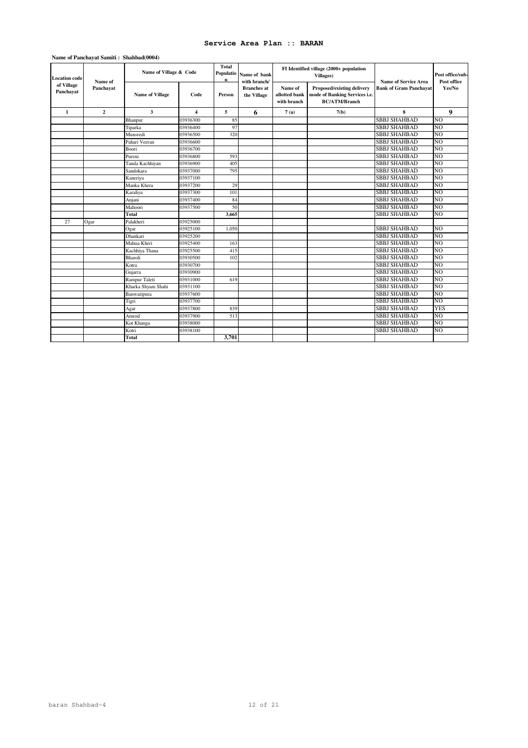# Service Area Plan :: BARAN

**Name of Panchayat Samiti : Shahbad(0004)**

| Location code of Village Panchayat | Name of Panchayat | Name of Village & Code | | Total Population | Name of bank with branch/ Branches at the Village | FI Identified village (2000+ population Villages) | | Name of Service Area Bank of Gram Panchayat | Post office/sub-Post office Yes/No |
|---|---|---|---|---|---|---|---|---|---|
| | | Name of Village | Code | Person | | Name of allotted bank with branch | Proposed/existing delivery mode of Banking Services i.e. BC/ATM/Branch | | |
| 1 | 2 | 3 | 4 | 5 | 6 | 7 (a) | 7(b) | 8 | 9 |
| | | Bhanpur | 03936300 | 85 | | | | SBBJ SHAHBAD | NO |
| | | Tiparka | 03936400 | 97 | | | | SBBJ SHAHBAD | NO |
| | | Munsredi | 03936500 | 320 | | | | SBBJ SHAHBAD | NO |
| | | Pahari Veeran | 03936600 | | | | | SBBJ SHAHBAD | NO |
| | | Boori | 03936700 | | | | | SBBJ SHAHBAD | NO |
| | | Pureni | 03936800 | 593 | | | | SBBJ SHAHBAD | NO |
| | | Tanda Kachhiyan | 03936900 | 405 | | | | SBBJ SHAHBAD | NO |
| | | Sandokara | 03937000 | 795 | | | | SBBJ SHAHBAD | NO |
| | | Kaneriya | 03937100 | | | | | SBBJ SHAHBAD | NO |
| | | Manka Khera | 03937200 | 29 | | | | SBBJ SHAHBAD | NO |
| | | Karaliya | 03937300 | 101 | | | | SBBJ SHAHBAD | NO |
| | | Anjani | 03937400 | 84 | | | | SBBJ SHAHBAD | NO |
| | | Mahoori | 03937500 | 50 | | | | SBBJ SHAHBAD | NO |
| | | **Total** | | **3,665** | | | | SBBJ SHAHBAD | NO |
| 27 | Ogar | Palakheri | 03925000 | | | | | | |
| | | Ogar | 03925100 | 1,050 | | | | SBBJ SHAHBAD | NO |
| | | Dhankari | 03925200 | | | | | SBBJ SHAHBAD | NO |
| | | Mahua Kheri | 03925400 | 163 | | | | SBBJ SHAHBAD | NO |
| | | Kachhiya Thana | 03925500 | 415 | | | | SBBJ SHAHBAD | NO |
| | | Bharoli | 03930500 | 102 | | | | SBBJ SHAHBAD | NO |
| | | Kotra | 03930700 | | | | | SBBJ SHAHBAD | NO |
| | | Gujarra | 03930900 | | | | | SBBJ SHAHBAD | NO |
| | | Rampur Taleti | 03931000 | 619 | | | | SBBJ SHAHBAD | NO |
| | | Kharka Shyam Shahi | 03931100 | | | | | SBBJ SHAHBAD | NO |
| | | Banwaripura | 03937600 | | | | | SBBJ SHAHBAD | NO |
| | | Tigri | 03937700 | | | | | SBBJ SHAHBAD | NO |
| | | Agar | 03937800 | 839 | | | | SBBJ SHAHBAD | YES |
| | | Amrod | 03937900 | 513 | | | | SBBJ SHAHBAD | NO |
| | | Kot Khanga | 03938000 | | | | | SBBJ SHAHBAD | NO |
| | | Kotri | 03938100 | | | | | SBBJ SHAHBAD | NO |
| | | **Total** | | **3,701** | | | | | |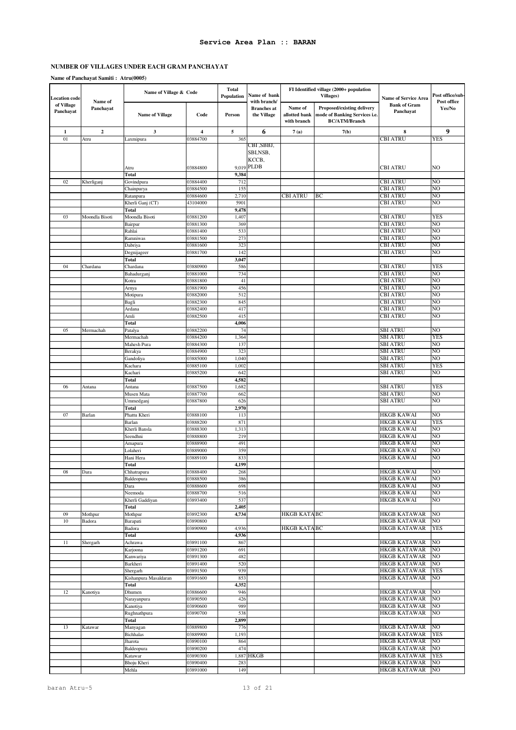# Service Area Plan :: BARAN

## NUMBER OF VILLAGES UNDER EACH GRAM PANCHAYAT

**Name of Panchayat Samiti : Atru(0005)**

| Location code of Village Panchayat | Name of Panchayat | Name of Village & Code | | Total Population | Name of bank with branch/ Branches at the Village | FI Identified village (2000+ population Villages) | | Name of Service Area Bank of Gram Panchayat | Post office/sub-Post office Yes/No |
|---|---|---|---|---|---|---|---|---|---|
| | | Name of Village | Code | Person | | Name of allotted bank with branch | Proposed/existing delivery mode of Banking Services i.e. BC/ATM/Branch | | |
| 1 | 2 | 3 | 4 | 5 | 6 | 7 (a) | 7(b) | 8 | 9 |
| 01 | Atru | Laxmipura | 03884700 | 365 | | | | CBI ATRU | YES |
| | | Atru | 03884800 | 9,019 | CBI ,SBBJ, SBI,NSB, KCCB, PLDB | | | CBI ATRU | NO |
| | | Total | | 9,384 | | | | | |
| 02 | Kherliganj | Govindpura | 03884400 | 712 | | | | CBI ATRU | NO |
| | | Chainpurya | 03884500 | 155 | | | | CBI ATRU | NO |
| | | Ratanpura | 03884600 | 2,710 | | CBI ATRU | BC | CBI ATRU | NO |
| | | Kherli Ganj (CT) | 43104000 | 5901 | | | | CBI ATRU | NO |
| | | Total | | 9,478 | | | | | |
| 03 | Moondla Bisoti | Moondla Bisoti | 03881200 | 1,407 | | | | CBI ATRU | YES |
| | | Bairpur | 03881300 | 369 | | | | CBI ATRU | NO |
| | | Rahlai | 03881400 | 533 | | | | CBI ATRU | NO |
| | | Ramniwas | 03881500 | 273 | | | | CBI ATRU | NO |
| | | Dabriya | 03881600 | 323 | | | | CBI ATRU | NO |
| | | Degnijageer | 03881700 | 142 | | | | CBI ATRU | NO |
| | | Total | | 3,047 | | | | | |
| 04 | Chardana | Chardana | 03880900 | 586 | | | | CBI ATRU | YES |
| | | Bahadurganj | 03881000 | 734 | | | | CBI ATRU | NO |
| | | Kotra | 03881800 | 41 | | | | CBI ATRU | NO |
| | | Arnya | 03881900 | 456 | | | | CBI ATRU | NO |
| | | Motipura | 03882000 | 512 | | | | CBI ATRU | NO |
| | | Bagli | 03882300 | 845 | | | | CBI ATRU | NO |
| | | Ardana | 03882400 | 417 | | | | CBI ATRU | NO |
| | | Amli | 03882500 | 415 | | | | CBI ATRU | NO |
| | | Total | | 4,006 | | | | | |
| 05 | Mermachah | Patalya | 03882200 | 74 | | | | SBI ATRU | NO |
| | | Mermachah | 03884200 | 1,364 | | | | SBI ATRU | YES |
| | | Mahesh Pura | 03884300 | 137 | | | | SBI ATRU | NO |
| | | Berakya | 03884900 | 323 | | | | SBI ATRU | NO |
| | | Gandoliya | 03885000 | 1,040 | | | | SBI ATRU | NO |
| | | Kachara | 03885100 | 1,002 | | | | SBI ATRU | YES |
| | | Kachari | 03885200 | 642 | | | | SBI ATRU | NO |
| | | Total | | 4,582 | | | | | |
| 06 | Antana | Antana | 03887500 | 1,682 | | | | SBI ATRU | YES |
| | | Musen Mata | 03887700 | 662 | | | | SBI ATRU | NO |
| | | Ummedganj | 03887800 | 626 | | | | SBI ATRU | NO |
| | | Total | | 2,970 | | | | | |
| 07 | Barlan | Phattu Kheri | 03888100 | 113 | | | | HKGB KAWAI | NO |
| | | Barlan | 03888200 | 871 | | | | HKGB KAWAI | YES |
| | | Kherli Bansla | 03888300 | 1,313 | | | | HKGB KAWAI | NO |
| | | Seendhni | 03888800 | 219 | | | | HKGB KAWAI | NO |
| | | Amapura | 03888900 | 491 | | | | HKGB KAWAI | NO |
| | | Lolaheri | 03889000 | 359 | | | | HKGB KAWAI | NO |
| | | Hani Hera | 03889100 | 833 | | | | HKGB KAWAI | NO |
| | | Total | | 4,199 | | | | | |
| 08 | Dara | Chhatrapura | 03888400 | 268 | | | | HKGB KAWAI | NO |
| | | Baldeopura | 03888500 | 386 | | | | HKGB KAWAI | NO |
| | | Dara | 03888600 | 698 | | | | HKGB KAWAI | NO |
| | | Neemoda | 03888700 | 516 | | | | HKGB KAWAI | NO |
| | | Kherli Gaddiyan | 03893400 | 537 | | | | HKGB KAWAI | NO |
| | | Total | | 2,405 | | | | | |
| 09 | Mothpur | Mothpur | 03892300 | 4,734 | | HKGB KATA | BC | HKGB KATAWAR | NO |
| 10 | Badora | Barapati | 03890800 | | | | | HKGB KATAWAR | NO |
| | | Badora | 03890900 | 4,936 | | HKGB KATA | BC | HKGB KATAWAR | YES |
| | | Total | | 4,936 | | | | | |
| 11 | Shergarh | Achrawa | 03891100 | 867 | | | | HKGB KATAWAR | NO |
| | | Karjoona | 03891200 | 691 | | | | HKGB KATAWAR | NO |
| | | Kanwariya | 03891300 | 482 | | | | HKGB KATAWAR | NO |
| | | Barkheri | 03891400 | 520 | | | | HKGB KATAWAR | NO |
| | | Shergarh | 03891500 | 939 | | | | HKGB KATAWAR | YES |
| | | Kishanpura Masaldaran | 03891600 | 853 | | | | HKGB KATAWAR | NO |
| | | Total | | 4,352 | | | | | |
| 12 | Kanotiya | Dhumen | 03886600 | 946 | | | | HKGB KATAWAR | NO |
| | | Narayanpura | 03890500 | 426 | | | | HKGB KATAWAR | NO |
| | | Kanotiya | 03890600 | 989 | | | | HKGB KATAWAR | NO |
| | | Rughnathpura | 03890700 | 538 | | | | HKGB KATAWAR | NO |
| | | Total | | 2,899 | | | | | |
| 13 | Katawar | Manyagan | 03889800 | 776 | | | | HKGB KATAWAR | NO |
| | | Bichhalas | 03889900 | 1,193 | | | | HKGB KATAWAR | YES |
| | | Jharota | 03890100 | 864 | | | | HKGB KATAWAR | NO |
| | | Baldeopura | 03890200 | 474 | | | | HKGB KATAWAR | NO |
| | | Katawar | 03890300 | 1,887 | HKGB | | | HKGB KATAWAR | YES |
| | | Bhoju Kheri | 03890400 | 283 | | | | HKGB KATAWAR | NO |
| | | Mehla | 03891000 | 149 | | | | HKGB KATAWAR | NO |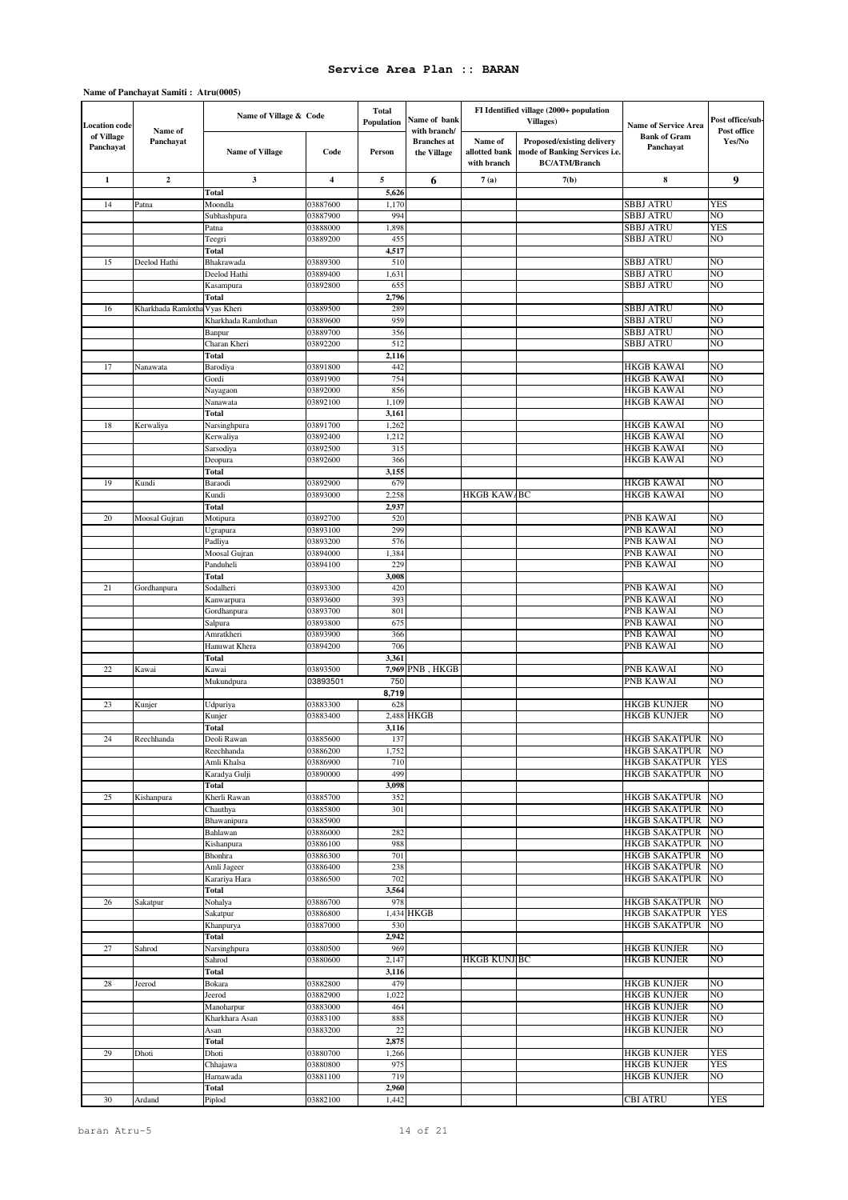# Service Area Plan :: BARAN

**Name of Panchayat Samiti : Atru(0005)**

| Location code of Village Panchayat | Name of Panchayat | Name of Village & Code | | Total Population | Name of bank with branch/ Branches at the Village | FI Identified village (2000+ population Villages) | | Name of Service Area Bank of Gram Panchayat | Post office/sub-Post office Yes/No |
|---|---|---|---|---|---|---|---|---|---|
| | | Name of Village | Code | Person | | Name of allotted bank with branch | Proposed/existing delivery mode of Banking Services i.e. BC/ATM/Branch | | |
| 1 | 2 | 3 | 4 | 5 | 6 | 7 (a) | 7(b) | 8 | 9 |
| | | Total | | 5,626 | | | | | |
| 14 | Patna | Moondla | 03887600 | 1,170 | | | | SBBJ ATRU | YES |
| | | Subhashpura | 03887900 | 994 | | | | SBBJ ATRU | NO |
| | | Patna | 03888000 | 1,898 | | | | SBBJ ATRU | YES |
| | | Teegri | 03889200 | 455 | | | | SBBJ ATRU | NO |
| | | Total | | 4,517 | | | | | |
| 15 | Deelod Hathi | Bhakrawada | 03889300 | 510 | | | | SBBJ ATRU | NO |
| | | Deelod Hathi | 03889400 | 1,631 | | | | SBBJ ATRU | NO |
| | | Kasampura | 03892800 | 655 | | | | SBBJ ATRU | NO |
| | | Total | | 2,796 | | | | | |
| 16 | Kharkhada Ramlotha | Vyas Kheri | 03889500 | 289 | | | | SBBJ ATRU | NO |
| | | Kharkhada Ramlothan | 03889600 | 959 | | | | SBBJ ATRU | NO |
| | | Banpur | 03889700 | 356 | | | | SBBJ ATRU | NO |
| | | Charan Kheri | 03892200 | 512 | | | | SBBJ ATRU | NO |
| | | Total | | 2,116 | | | | | |
| 17 | Nanawata | Barodiya | 03891800 | 442 | | | | HKGB KAWAI | NO |
| | | Gordi | 03891900 | 754 | | | | HKGB KAWAI | NO |
| | | Nayagaon | 03892000 | 856 | | | | HKGB KAWAI | NO |
| | | Nanawata | 03892100 | 1,109 | | | | HKGB KAWAI | NO |
| | | Total | | 3,161 | | | | | |
| 18 | Kerwaliya | Narsinghpura | 03891700 | 1,262 | | | | HKGB KAWAI | NO |
| | | Kerwaliya | 03892400 | 1,212 | | | | HKGB KAWAI | NO |
| | | Sarsodiya | 03892500 | 315 | | | | HKGB KAWAI | NO |
| | | Deopura | 03892600 | 366 | | | | HKGB KAWAI | NO |
| | | Total | | 3,155 | | | | | |
| 19 | Kundi | Baraodi | 03892900 | 679 | | | | HKGB KAWAI | NO |
| | | Kundi | 03893000 | 2,258 | | HKGB KAWA | BC | HKGB KAWAI | NO |
| | | Total | | 2,937 | | | | | |
| 20 | Moosal Gujran | Motipura | 03892700 | 520 | | | | PNB KAWAI | NO |
| | | Ugrapura | 03893100 | 299 | | | | PNB KAWAI | NO |
| | | Padliya | 03893200 | 576 | | | | PNB KAWAI | NO |
| | | Moosal Gujran | 03894000 | 1,384 | | | | PNB KAWAI | NO |
| | | Panduheli | 03894100 | 229 | | | | PNB KAWAI | NO |
| | | Total | | 3,008 | | | | | |
| 21 | Gordhanpura | Sodalheri | 03893300 | 420 | | | | PNB KAWAI | NO |
| | | Kanwarpura | 03893600 | 393 | | | | PNB KAWAI | NO |
| | | Gordhanpura | 03893700 | 801 | | | | PNB KAWAI | NO |
| | | Salpura | 03893800 | 675 | | | | PNB KAWAI | NO |
| | | Amratkheri | 03893900 | 366 | | | | PNB KAWAI | NO |
| | | Hanuwat Khera | 03894200 | 706 | | | | PNB KAWAI | NO |
| | | Total | | 3,361 | | | | | |
| 22 | Kawai | Kawai | 03893500 | 7,969 | PNB , HKGB | | | PNB KAWAI | NO |
| | | Mukundpura | 03893501 | 750 | | | | PNB KAWAI | NO |
| | | | | 8,719 | | | | | |
| 23 | Kunjer | Udpuriya | 03883300 | 628 | | | | HKGB KUNJER | NO |
| | | Kunjer | 03883400 | 2,488 | HKGB | | | HKGB KUNJER | NO |
| | | Total | | 3,116 | | | | | |
| 24 | Reechhanda | Deoli Rawan | 03885600 | 137 | | | | HKGB SAKATPUR | NO |
| | | Reechhanda | 03886200 | 1,752 | | | | HKGB SAKATPUR | NO |
| | | Amli Khalsa | 03886900 | 710 | | | | HKGB SAKATPUR | YES |
| | | Karadya Gulji | 03890000 | 499 | | | | HKGB SAKATPUR | NO |
| | | Total | | 3,098 | | | | | |
| 25 | Kishanpura | Kherli Rawan | 03885700 | 352 | | | | HKGB SAKATPUR | NO |
| | | Chauthya | 03885800 | 301 | | | | HKGB SAKATPUR | NO |
| | | Bhawanipura | 03885900 | | | | | HKGB SAKATPUR | NO |
| | | Bahlawan | 03886000 | 282 | | | | HKGB SAKATPUR | NO |
| | | Kishanpura | 03886100 | 988 | | | | HKGB SAKATPUR | NO |
| | | Bhonhra | 03886300 | 701 | | | | HKGB SAKATPUR | NO |
| | | Amli Jageer | 03886400 | 238 | | | | HKGB SAKATPUR | NO |
| | | Karariya Hara | 03886500 | 702 | | | | HKGB SAKATPUR | NO |
| | | Total | | 3,564 | | | | | |
| 26 | Sakatpur | Nohalya | 03886700 | 978 | | | | HKGB SAKATPUR | NO |
| | | Sakatpur | 03886800 | 1,434 | HKGB | | | HKGB SAKATPUR | YES |
| | | Khanpurya | 03887000 | 530 | | | | HKGB SAKATPUR | NO |
| | | Total | | 2,942 | | | | | |
| 27 | Sahrod | Narsinghpura | 03880500 | 969 | | | | HKGB KUNJER | NO |
| | | Sahrod | 03880600 | 2,147 | | HKGB KUNJ | BC | HKGB KUNJER | NO |
| | | Total | | 3,116 | | | | | |
| 28 | Jeerod | Bokara | 03882800 | 479 | | | | HKGB KUNJER | NO |
| | | Jeerod | 03882900 | 1,022 | | | | HKGB KUNJER | NO |
| | | Manoharpur | 03883000 | 464 | | | | HKGB KUNJER | NO |
| | | Kharkhara Asan | 03883100 | 888 | | | | HKGB KUNJER | NO |
| | | Asan | 03883200 | 22 | | | | HKGB KUNJER | NO |
| | | Total | | 2,875 | | | | | |
| 29 | Dhoti | Dhoti | 03880700 | 1,266 | | | | HKGB KUNJER | YES |
| | | Chhajawa | 03880800 | 975 | | | | HKGB KUNJER | YES |
| | | Harnawada | 03881100 | 719 | | | | HKGB KUNJER | NO |
| | | Total | | 2,960 | | | | | |
| 30 | Ardand | Piplod | 03882100 | 1,442 | | | | CBI ATRU | YES |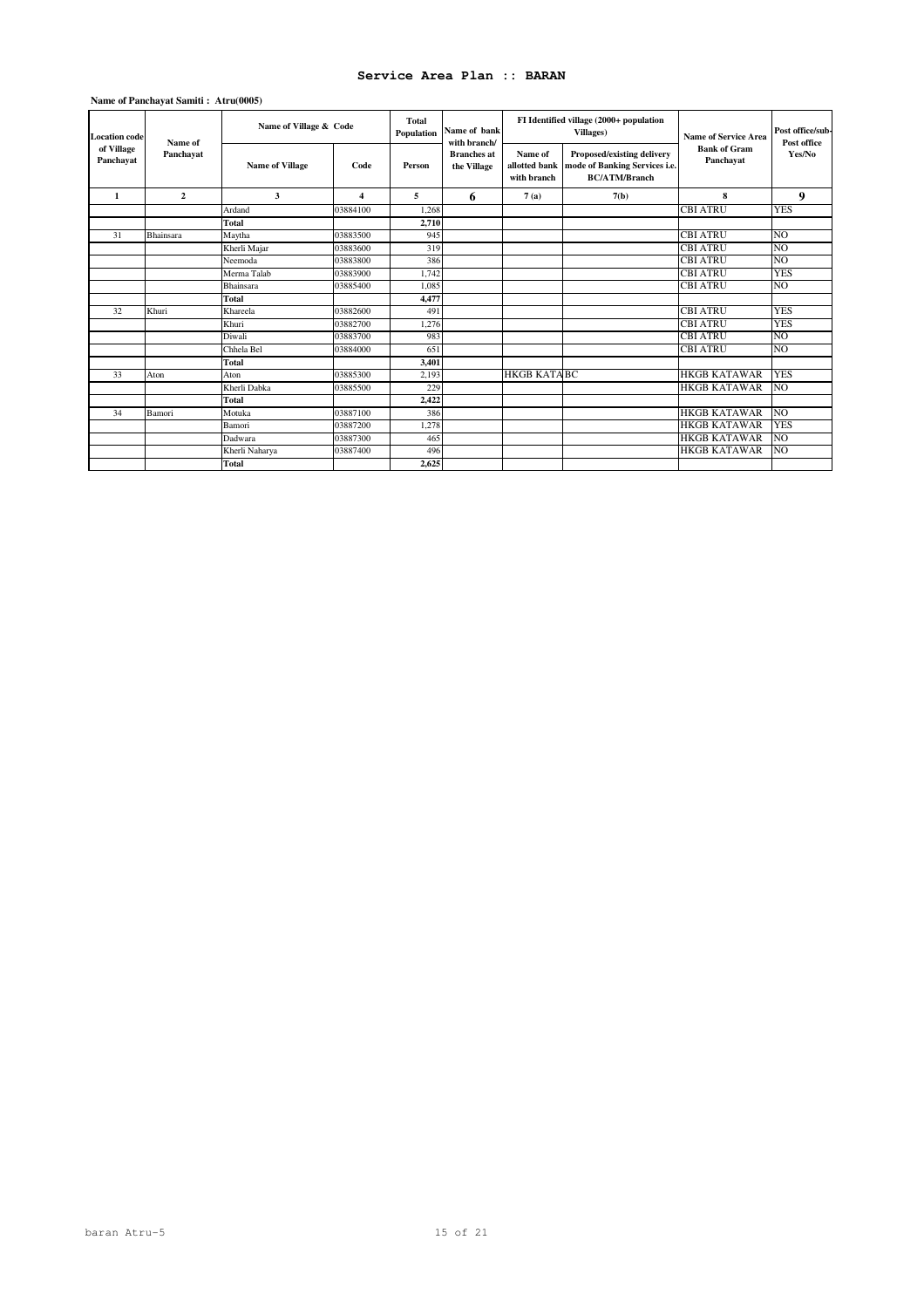# Service Area Plan :: BARAN

**Name of Panchayat Samiti : Atru(0005)**

| Location code of Village Panchayat | Name of Panchayat | Name of Village & Code | | Total Population | Name of bank with branch/ Branches at the Village | FI Identified village (2000+ population Villages) | | Name of Service Area Bank of Gram Panchayat | Post office/sub-Post office Yes/No |
|---|---|---|---|---|---|---|---|---|---|
| | | Name of Village | Code | Person | | Name of allotted bank with branch | Proposed/existing delivery mode of Banking Services i.e. BC/ATM/Branch | | |
| 1 | 2 | 3 | 4 | 5 | 6 | 7 (a) | 7(b) | 8 | 9 |
| | | Ardand | 03884100 | 1,268 | | | | CBI ATRU | YES |
| | | **Total** | | **2,710** | | | | | |
| 31 | Bhainsara | Maytha | 03883500 | 945 | | | | CBI ATRU | NO |
| | | Kherli Majar | 03883600 | 319 | | | | CBI ATRU | NO |
| | | Neemoda | 03883800 | 386 | | | | CBI ATRU | NO |
| | | Merma Talab | 03883900 | 1,742 | | | | CBI ATRU | YES |
| | | Bhainsara | 03885400 | 1,085 | | | | CBI ATRU | NO |
| | | **Total** | | **4,477** | | | | | |
| 32 | Khuri | Khareela | 03882600 | 491 | | | | CBI ATRU | YES |
| | | Khuri | 03882700 | 1,276 | | | | CBI ATRU | YES |
| | | Diwali | 03883700 | 983 | | | | CBI ATRU | NO |
| | | Chhela Bel | 03884000 | 651 | | | | CBI ATRU | NO |
| | | **Total** | | **3,401** | | | | | |
| 33 | Aton | Aton | 03885300 | 2,193 | | HKGB KATA | BC | HKGB KATAWAR | YES |
| | | Kherli Dabka | 03885500 | 229 | | | | HKGB KATAWAR | NO |
| | | **Total** | | **2,422** | | | | | |
| 34 | Bamori | Motuka | 03887100 | 386 | | | | HKGB KATAWAR | NO |
| | | Bamori | 03887200 | 1,278 | | | | HKGB KATAWAR | YES |
| | | Dadwara | 03887300 | 465 | | | | HKGB KATAWAR | NO |
| | | Kherli Naharya | 03887400 | 496 | | | | HKGB KATAWAR | NO |
| | | **Total** | | **2,625** | | | | | |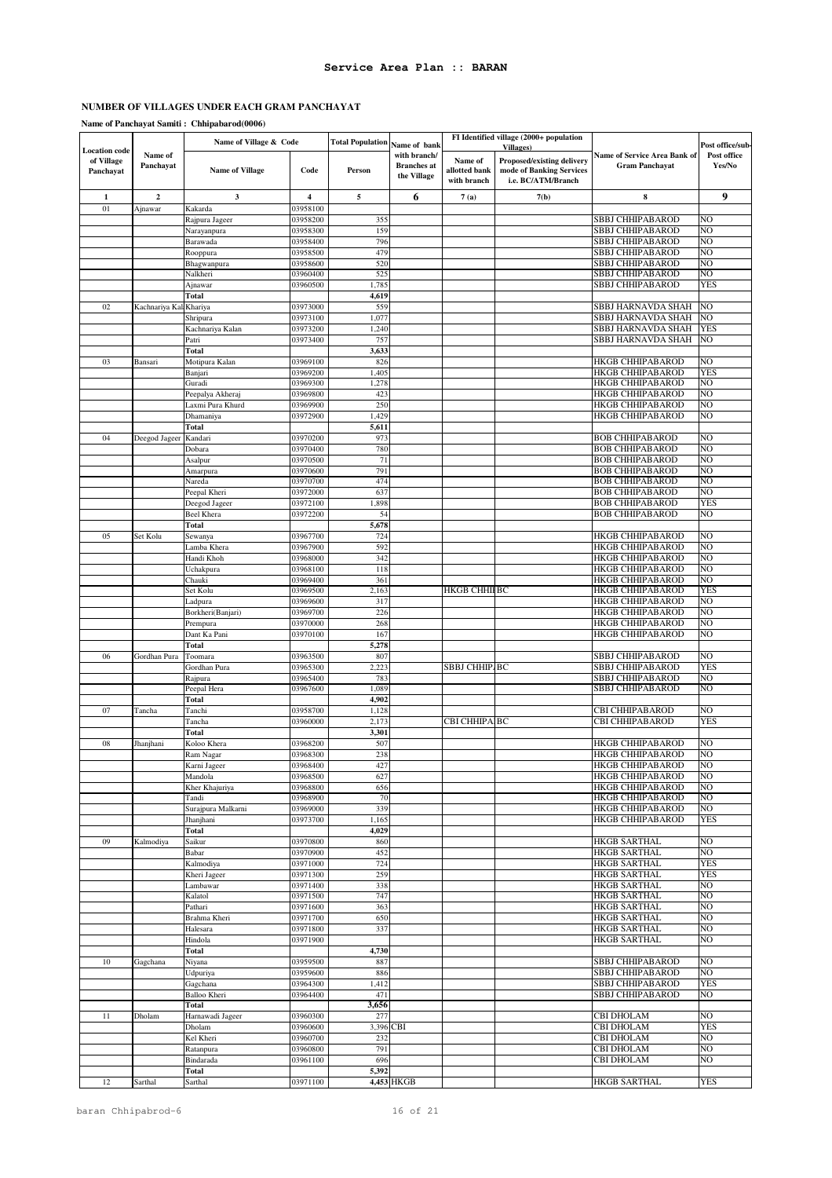## Service Area Plan :: BARAN

### NUMBER OF VILLAGES UNDER EACH GRAM PANCHAYAT

**Name of Panchayat Samiti : Chhipabarod(0006)**

| Location code of Village Panchayat | Name of Panchayat | Name of Village & Code | | Total Population | Name of bank with branch/ Branches at the Village | FI Identified village (2000+ population Villages) | | Name of Service Area Bank of Gram Panchayat | Post office/sub-Post office Yes/No |
|---|---|---|---|---|---|---|---|---|---|
| | | Name of Village | Code | Person | | Name of allotted bank with branch | Proposed/existing delivery mode of Banking Services i.e. BC/ATM/Branch | | |
| 1 | 2 | 3 | 4 | 5 | 6 | 7(a) | 7(b) | 8 | 9 |
| 01 | Ajnawar | Kakarda | 03958100 | | | | | | |
| | | Rajpura Jageer | 03958200 | 355 | | | | SBBJ CHHIPABAROD | NO |
| | | Narayanpura | 03958300 | 159 | | | | SBBJ CHHIPABAROD | NO |
| | | Barawada | 03958400 | 796 | | | | SBBJ CHHIPABAROD | NO |
| | | Rooppura | 03958500 | 479 | | | | SBBJ CHHIPABAROD | NO |
| | | Bhagwanpura | 03958600 | 520 | | | | SBBJ CHHIPABAROD | NO |
| | | Nalkheri | 03960400 | 525 | | | | SBBJ CHHIPABAROD | NO |
| | | Ajnawar | 03960500 | 1,785 | | | | SBBJ CHHIPABAROD | YES |
| | | **Total** | | **4,619** | | | | | |
| 02 | Kachnariya Kal | Khariya | 03973000 | 559 | | | | SBBJ HARNAVDA SHAH | NO |
| | | Shripura | 03973100 | 1,077 | | | | SBBJ HARNAVDA SHAH | NO |
| | | Kachnariya Kalan | 03973200 | 1,240 | | | | SBBJ HARNAVDA SHAH | YES |
| | | Patri | 03973400 | 757 | | | | SBBJ HARNAVDA SHAH | NO |
| | | **Total** | | **3,633** | | | | | |
| 03 | Bansari | Motipura Kalan | 03969100 | 826 | | | | HKGB CHHIPABAROD | NO |
| | | Banjari | 03969200 | 1,405 | | | | HKGB CHHIPABAROD | YES |
| | | Guradi | 03969300 | 1,278 | | | | HKGB CHHIPABAROD | NO |
| | | Peepalya Akheraj | 03969800 | 423 | | | | HKGB CHHIPABAROD | NO |
| | | Laxmi Pura Khurd | 03969900 | 250 | | | | HKGB CHHIPABAROD | NO |
| | | Dhamaniya | 03972900 | 1,429 | | | | HKGB CHHIPABAROD | NO |
| | | **Total** | | **5,611** | | | | | |
| 04 | Deegod Jageer | Kandari | 03970200 | 973 | | | | BOB CHHIPABAROD | NO |
| | | Dobara | 03970400 | 780 | | | | BOB CHHIPABAROD | NO |
| | | Asalpur | 03970500 | 71 | | | | BOB CHHIPABAROD | NO |
| | | Amarpura | 03970600 | 791 | | | | BOB CHHIPABAROD | NO |
| | | Nareda | 03970700 | 474 | | | | BOB CHHIPABAROD | NO |
| | | Peepal Kheri | 03972000 | 637 | | | | BOB CHHIPABAROD | NO |
| | | Deegod Jageer | 03972100 | 1,898 | | | | BOB CHHIPABAROD | YES |
| | | Beel Khera | 03972200 | 54 | | | | BOB CHHIPABAROD | NO |
| | | **Total** | | **5,678** | | | | | |
| 05 | Set Kolu | Sewanya | 03967700 | 724 | | | | HKGB CHHIPABAROD | NO |
| | | Lamba Khera | 03967900 | 592 | | | | HKGB CHHIPABAROD | NO |
| | | Handi Khoh | 03968000 | 342 | | | | HKGB CHHIPABAROD | NO |
| | | Uchakpura | 03968100 | 118 | | | | HKGB CHHIPABAROD | NO |
| | | Chauki | 03969400 | 361 | | | | HKGB CHHIPABAROD | NO |
| | | Set Kolu | 03969500 | 2,163 | | HKGB CHHIP | BC | HKGB CHHIPABAROD | YES |
| | | Ladpura | 03969600 | 317 | | | | HKGB CHHIPABAROD | NO |
| | | Borkheri(Banjari) | 03969700 | 226 | | | | HKGB CHHIPABAROD | NO |
| | | Prempura | 03970000 | 268 | | | | HKGB CHHIPABAROD | NO |
| | | Dant Ka Pani | 03970100 | 167 | | | | HKGB CHHIPABAROD | NO |
| | | **Total** | | **5,278** | | | | | |
| 06 | Gordhan Pura | Toomara | 03963500 | 807 | | | | SBBJ CHHIPABAROD | NO |
| | | Gordhan Pura | 03965300 | 2,223 | | SBBJ CHHIP | BC | SBBJ CHHIPABAROD | YES |
| | | Rajpura | 03965400 | 783 | | | | SBBJ CHHIPABAROD | NO |
| | | Peepal Hera | 03967600 | 1,089 | | | | SBBJ CHHIPABAROD | NO |
| | | **Total** | | **4,902** | | | | | |
| 07 | Tancha | Tanchi | 03958700 | 1,128 | | | | CBI CHHIPABAROD | NO |
| | | Tancha | 03960000 | 2,173 | | CBI CHHIPA | BC | CBI CHHIPABAROD | YES |
| | | **Total** | | **3,301** | | | | | |
| 08 | Jhanjhani | Koloo Khera | 03968200 | 507 | | | | HKGB CHHIPABAROD | NO |
| | | Ram Nagar | 03968300 | 238 | | | | HKGB CHHIPABAROD | NO |
| | | Karni Jageer | 03968400 | 427 | | | | HKGB CHHIPABAROD | NO |
| | | Mandola | 03968500 | 627 | | | | HKGB CHHIPABAROD | NO |
| | | Kher Khajuriya | 03968800 | 656 | | | | HKGB CHHIPABAROD | NO |
| | | Tandi | 03968900 | 70 | | | | HKGB CHHIPABAROD | NO |
| | | Surajpura Malkarni | 03969000 | 339 | | | | HKGB CHHIPABAROD | NO |
| | | Jhanjhani | 03973700 | 1,165 | | | | HKGB CHHIPABAROD | YES |
| | | **Total** | | **4,029** | | | | | |
| 09 | Kalmodiya | Saikur | 03970800 | 860 | | | | HKGB SARTHAL | NO |
| | | Babar | 03970900 | 452 | | | | HKGB SARTHAL | NO |
| | | Kalmodiya | 03971000 | 724 | | | | HKGB SARTHAL | YES |
| | | Kheri Jageer | 03971300 | 259 | | | | HKGB SARTHAL | YES |
| | | Lambawar | 03971400 | 338 | | | | HKGB SARTHAL | NO |
| | | Kalatol | 03971500 | 747 | | | | HKGB SARTHAL | NO |
| | | Pathari | 03971600 | 363 | | | | HKGB SARTHAL | NO |
| | | Brahma Kheri | 03971700 | 650 | | | | HKGB SARTHAL | NO |
| | | Halesara | 03971800 | 337 | | | | HKGB SARTHAL | NO |
| | | Hindola | 03971900 | | | | | HKGB SARTHAL | NO |
| | | **Total** | | **4,730** | | | | | |
| 10 | Gagchana | Niyana | 03959500 | 887 | | | | SBBJ CHHIPABAROD | NO |
| | | Udpuriya | 03959600 | 886 | | | | SBBJ CHHIPABAROD | NO |
| | | Gagchana | 03964300 | 1,412 | | | | SBBJ CHHIPABAROD | YES |
| | | Balloo Kheri | 03964400 | 471 | | | | SBBJ CHHIPABAROD | NO |
| | | **Total** | | **3,656** | | | | | |
| 11 | Dholam | Harnawadi Jageer | 03960300 | 277 | | | | CBI DHOLAM | NO |
| | | Dholam | 03960600 | 3,396 | CBI | | | CBI DHOLAM | YES |
| | | Kel Kheri | 03960700 | 232 | | | | CBI DHOLAM | NO |
| | | Ratanpura | 03960800 | 791 | | | | CBI DHOLAM | NO |
| | | Bindarada | 03961100 | 696 | | | | CBI DHOLAM | NO |
| | | **Total** | | **5,392** | | | | | |
| 12 | Sarthal | Sarthal | 03971100 | 4,453 | HKGB | | | HKGB SARTHAL | YES |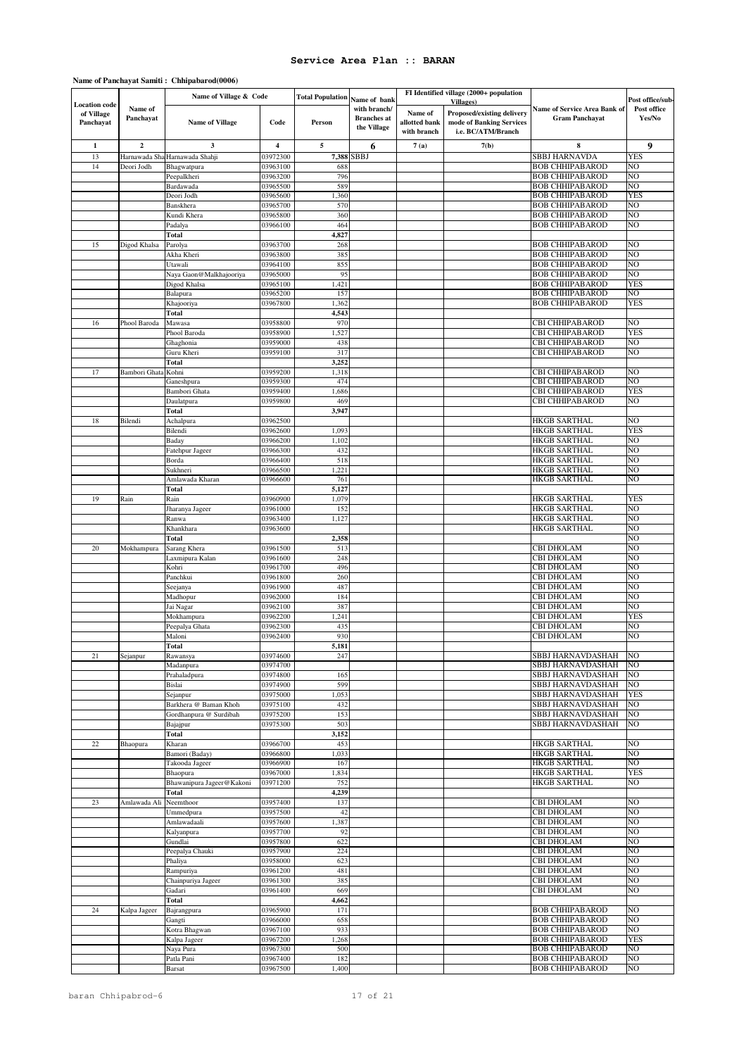# Service Area Plan :: BARAN

**Name of Panchayat Samiti : Chhipabarod(0006)**

| Location code of Village Panchayat | Name of Panchayat | Name of Village & Code | | Total Population | Name of bank with branch/ Branches at the Village | FI Identified village (2000+ population Villages) | | Name of Service Area Bank of Gram Panchayat | Post office/sub-Post office Yes/No |
|---|---|---|---|---|---|---|---|---|---|
| | | Name of Village | Code | Person | | Name of allotted bank with branch | Proposed/existing delivery mode of Banking Services i.e. BC/ATM/Branch | | |
| 1 | 2 | 3 | 4 | 5 | 6 | 7 (a) | 7(b) | 8 | 9 |
| 13 | Harnawada Sha | Harnawada Shahji | 03972300 | 7,388 | SBBJ | | | SBBJ HARNAVDA | YES |
| 14 | Deori Jodh | Bhagwatpura | 03963100 | 688 | | | | BOB CHHIPABAROD | NO |
| | | Peepalkheri | 03963200 | 796 | | | | BOB CHHIPABAROD | NO |
| | | Bardawada | 03965500 | 589 | | | | BOB CHHIPABAROD | NO |
| | | Deori Jodh | 03965600 | 1,360 | | | | BOB CHHIPABAROD | YES |
| | | Banskhera | 03965700 | 570 | | | | BOB CHHIPABAROD | NO |
| | | Kundi Khera | 03965800 | 360 | | | | BOB CHHIPABAROD | NO |
| | | Padalya | 03966100 | 464 | | | | BOB CHHIPABAROD | NO |
| | | Total | | 4,827 | | | | | |
| 15 | Digod Khalsa | Parolya | 03963700 | 268 | | | | BOB CHHIPABAROD | NO |
| | | Akha Kheri | 03963800 | 385 | | | | BOB CHHIPABAROD | NO |
| | | Utawali | 03964100 | 855 | | | | BOB CHHIPABAROD | NO |
| | | Naya Gaon@Malkhajooriya | 03965000 | 95 | | | | BOB CHHIPABAROD | NO |
| | | Digod Khalsa | 03965100 | 1,421 | | | | BOB CHHIPABAROD | YES |
| | | Balapura | 03965200 | 157 | | | | BOB CHHIPABAROD | NO |
| | | Khajooriya | 03967800 | 1,362 | | | | BOB CHHIPABAROD | YES |
| | | Total | | 4,543 | | | | | |
| 16 | Phool Baroda | Mawasa | 03958800 | 970 | | | | CBI CHHIPABAROD | NO |
| | | Phool Baroda | 03958900 | 1,527 | | | | CBI CHHIPABAROD | YES |
| | | Ghaghonia | 03959000 | 438 | | | | CBI CHHIPABAROD | NO |
| | | Guru Kheri | 03959100 | 317 | | | | CBI CHHIPABAROD | NO |
| | | Total | | 3,252 | | | | | |
| 17 | Bambori Ghata | Kohni | 03959200 | 1,318 | | | | CBI CHHIPABAROD | NO |
| | | Ganeshpura | 03959300 | 474 | | | | CBI CHHIPABAROD | NO |
| | | Bambori Ghata | 03959400 | 1,686 | | | | CBI CHHIPABAROD | YES |
| | | Daulatpura | 03959800 | 469 | | | | CBI CHHIPABAROD | NO |
| | | Total | | 3,947 | | | | | |
| 18 | Bilendi | Achalpura | 03962500 | | | | | HKGB SARTHAL | NO |
| | | Bilendi | 03962600 | 1,093 | | | | HKGB SARTHAL | YES |
| | | Baday | 03966200 | 1,102 | | | | HKGB SARTHAL | NO |
| | | Fatehpur Jageer | 03966300 | 432 | | | | HKGB SARTHAL | NO |
| | | Borda | 03966400 | 518 | | | | HKGB SARTHAL | NO |
| | | Sukhneri | 03966500 | 1,221 | | | | HKGB SARTHAL | NO |
| | | Amlawada Kharan | 03966600 | 761 | | | | HKGB SARTHAL | NO |
| | | Total | | 5,127 | | | | | |
| 19 | Rain | Rain | 03960900 | 1,079 | | | | HKGB SARTHAL | YES |
| | | Jharanya Jageer | 03961000 | 152 | | | | HKGB SARTHAL | NO |
| | | Ranwa | 03963400 | 1,127 | | | | HKGB SARTHAL | NO |
| | | Khankhara | 03963600 | | | | | HKGB SARTHAL | NO |
| | | Total | | 2,358 | | | | | NO |
| 20 | Mokhampura | Sarang Khera | 03961500 | 513 | | | | CBI DHOLAM | NO |
| | | Laxmipura Kalan | 03961600 | 248 | | | | CBI DHOLAM | NO |
| | | Kohri | 03961700 | 496 | | | | CBI DHOLAM | NO |
| | | Panchkui | 03961800 | 260 | | | | CBI DHOLAM | NO |
| | | Seejanya | 03961900 | 487 | | | | CBI DHOLAM | NO |
| | | Madhopur | 03962000 | 184 | | | | CBI DHOLAM | NO |
| | | Jai Nagar | 03962100 | 387 | | | | CBI DHOLAM | NO |
| | | Mokhampura | 03962200 | 1,241 | | | | CBI DHOLAM | YES |
| | | Peepalya Ghata | 03962300 | 435 | | | | CBI DHOLAM | NO |
| | | Maloni | 03962400 | 930 | | | | CBI DHOLAM | NO |
| | | Total | | 5,181 | | | | | |
| 21 | Sejanpur | Rawansya | 03974600 | 247 | | | | SBBJ HARNAVDASHAH | NO |
| | | Madanpura | 03974700 | | | | | SBBJ HARNAVDASHAH | NO |
| | | Prahaladpura | 03974800 | 165 | | | | SBBJ HARNAVDASHAH | NO |
| | | Bislai | 03974900 | 599 | | | | SBBJ HARNAVDASHAH | NO |
| | | Sejanpur | 03975000 | 1,053 | | | | SBBJ HARNAVDASHAH | YES |
| | | Barkhera @ Baman Khoh | 03975100 | 432 | | | | SBBJ HARNAVDASHAH | NO |
| | | Gordhanpura @ Surdibah | 03975200 | 153 | | | | SBBJ HARNAVDASHAH | NO |
| | | Bajajpur | 03975300 | 503 | | | | SBBJ HARNAVDASHAH | NO |
| | | Total | | 3,152 | | | | | |
| 22 | Bhaopura | Kharan | 03966700 | 453 | | | | HKGB SARTHAL | NO |
| | | Bamori (Baday) | 03966800 | 1,033 | | | | HKGB SARTHAL | NO |
| | | Takooda Jageer | 03966900 | 167 | | | | HKGB SARTHAL | NO |
| | | Bhaopura | 03967000 | 1,834 | | | | HKGB SARTHAL | YES |
| | | Bhawanipura Jageer@Kakoni | 03971200 | 752 | | | | HKGB SARTHAL | NO |
| | | Total | | 4,239 | | | | | |
| 23 | Amlawada Ali | Neemthoor | 03957400 | 137 | | | | CBI DHOLAM | NO |
| | | Ummedpura | 03957500 | 42 | | | | CBI DHOLAM | NO |
| | | Amlawadaali | 03957600 | 1,387 | | | | CBI DHOLAM | NO |
| | | Kalyanpura | 03957700 | 92 | | | | CBI DHOLAM | NO |
| | | Gundlai | 03957800 | 622 | | | | CBI DHOLAM | NO |
| | | Peepalya Chauki | 03957900 | 224 | | | | CBI DHOLAM | NO |
| | | Phaliya | 03958000 | 623 | | | | CBI DHOLAM | NO |
| | | Rampuriya | 03961200 | 481 | | | | CBI DHOLAM | NO |
| | | Chainpuriya Jageer | 03961300 | 385 | | | | CBI DHOLAM | NO |
| | | Gadari | 03961400 | 669 | | | | CBI DHOLAM | NO |
| | | Total | | 4,662 | | | | | |
| 24 | Kalpa Jageer | Bajrangpura | 03965900 | 171 | | | | BOB CHHIPABAROD | NO |
| | | Gangti | 03966000 | 658 | | | | BOB CHHIPABAROD | NO |
| | | Kotra Bhagwan | 03967100 | 933 | | | | BOB CHHIPABAROD | NO |
| | | Kalpa Jageer | 03967200 | 1,268 | | | | BOB CHHIPABAROD | YES |
| | | Naya Pura | 03967300 | 500 | | | | BOB CHHIPABAROD | NO |
| | | Patla Pani | 03967400 | 182 | | | | BOB CHHIPABAROD | NO |
| | | Barsat | 03967500 | 1,400 | | | | BOB CHHIPABAROD | NO |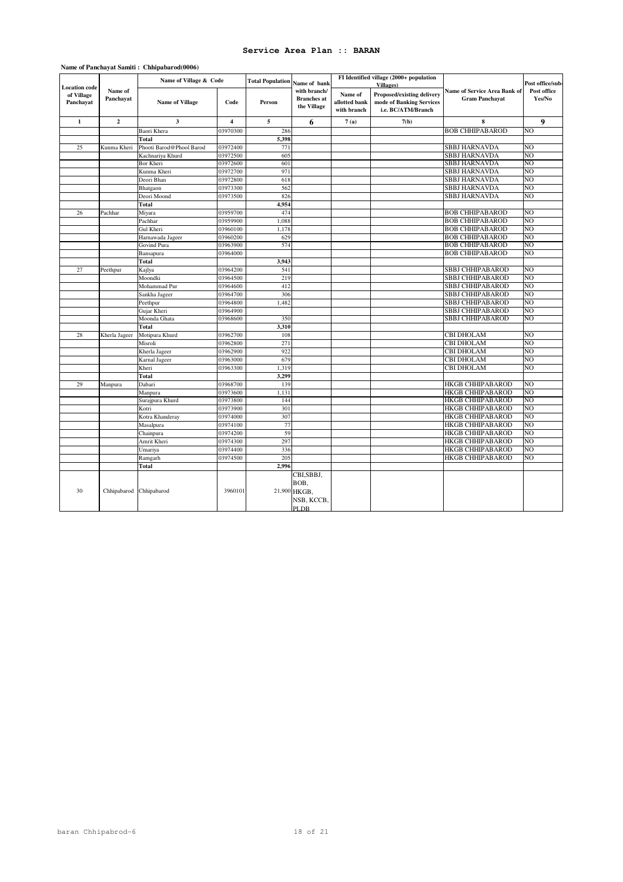# Service Area Plan :: BARAN

**Name of Panchayat Samiti : Chhipabarod(0006)**

| Location code of Village Panchayat | Name of Panchayat | Name of Village & Code | | Total Population | Name of bank with branch/ Branches at the Village | FI Identified village (2000+ population Villages) | | Name of Service Area Bank of Gram Panchayat | Post office/sub-Post office Yes/No |
|---|---|---|---|---|---|---|---|---|---|
| | | Name of Village | Code | Person | | Name of allotted bank with branch | Proposed/existing delivery mode of Banking Services i.e. BC/ATM/Branch | | |
| 1 | 2 | 3 | 4 | 5 | 6 | 7 (a) | 7(b) | 8 | 9 |
| | | Baori Khera | 03970300 | 286 | | | | BOB CHHIPABAROD | NO |
| | | **Total** | | **5,398** | | | | | |
| 25 | Kunma Kheri | Phooti Barod@Phool Barod | 03972400 | 771 | | | | SBBJ HARNAVDA | NO |
| | | Kachnariya Khurd | 03972500 | 605 | | | | SBBJ HARNAVDA | NO |
| | | Bor Kheri | 03972600 | 601 | | | | SBBJ HARNAVDA | NO |
| | | Kunma Kheri | 03972700 | 971 | | | | SBBJ HARNAVDA | NO |
| | | Deori Bhan | 03972800 | 618 | | | | SBBJ HARNAVDA | NO |
| | | Bhatgaon | 03973300 | 562 | | | | SBBJ HARNAVDA | NO |
| | | Deori Moond | 03973500 | 826 | | | | SBBJ HARNAVDA | NO |
| | | **Total** | | **4,954** | | | | | |
| 26 | Pachhar | Miyara | 03959700 | 474 | | | | BOB CHHIPABAROD | NO |
| | | Pachhar | 03959900 | 1,088 | | | | BOB CHHIPABAROD | NO |
| | | Gul Kheri | 03960100 | 1,178 | | | | BOB CHHIPABAROD | NO |
| | | Harnawada Jageer | 03960200 | 629 | | | | BOB CHHIPABAROD | NO |
| | | Govind Pura | 03963900 | 574 | | | | BOB CHHIPABAROD | NO |
| | | Bansapura | 03964000 | | | | | BOB CHHIPABAROD | NO |
| | | **Total** | | **3,943** | | | | | |
| 27 | Peethpur | Kajlya | 03964200 | 541 | | | | SBBJ CHHIPABAROD | NO |
| | | Moondki | 03964500 | 219 | | | | SBBJ CHHIPABAROD | NO |
| | | Mohammad Pur | 03964600 | 412 | | | | SBBJ CHHIPABAROD | NO |
| | | Sankha Jageer | 03964700 | 306 | | | | SBBJ CHHIPABAROD | NO |
| | | Peethpur | 03964800 | 1,482 | | | | SBBJ CHHIPABAROD | NO |
| | | Gujar Kheri | 03964900 | | | | | SBBJ CHHIPABAROD | NO |
| | | Moonda Ghata | 03968600 | 350 | | | | SBBJ CHHIPABAROD | NO |
| | | **Total** | | **3,310** | | | | | |
| 28 | Kherla Jageer | Motipura Khurd | 03962700 | 108 | | | | CBI DHOLAM | NO |
| | | Misroli | 03962800 | 271 | | | | CBI DHOLAM | NO |
| | | Kherla Jageer | 03962900 | 922 | | | | CBI DHOLAM | NO |
| | | Karnal Jageer | 03963000 | 679 | | | | CBI DHOLAM | NO |
| | | Kheri | 03963300 | 1,319 | | | | CBI DHOLAM | NO |
| | | **Total** | | **3,299** | | | | | |
| 29 | Manpura | Dabari | 03968700 | 139 | | | | HKGB CHHIPABAROD | NO |
| | | Manpura | 03973600 | 1,131 | | | | HKGB CHHIPABAROD | NO |
| | | Surajpura Khurd | 03973800 | 144 | | | | HKGB CHHIPABAROD | NO |
| | | Kotri | 03973900 | 301 | | | | HKGB CHHIPABAROD | NO |
| | | Kotra Khanderay | 03974000 | 307 | | | | HKGB CHHIPABAROD | NO |
| | | Masalpura | 03974100 | 77 | | | | HKGB CHHIPABAROD | NO |
| | | Chainpura | 03974200 | 59 | | | | HKGB CHHIPABAROD | NO |
| | | Amrit Kheri | 03974300 | 297 | | | | HKGB CHHIPABAROD | NO |
| | | Umariya | 03974400 | 336 | | | | HKGB CHHIPABAROD | NO |
| | | Ramgarh | 03974500 | 205 | | | | HKGB CHHIPABAROD | NO |
| | | **Total** | | **2,996** | | | | | |
| 30 | Chhipabarod | Chhipabarod | 3960101 | 21,900 | CBI,SBBJ, BOB, HKGB, NSB, KCCB, PLDB | | | | |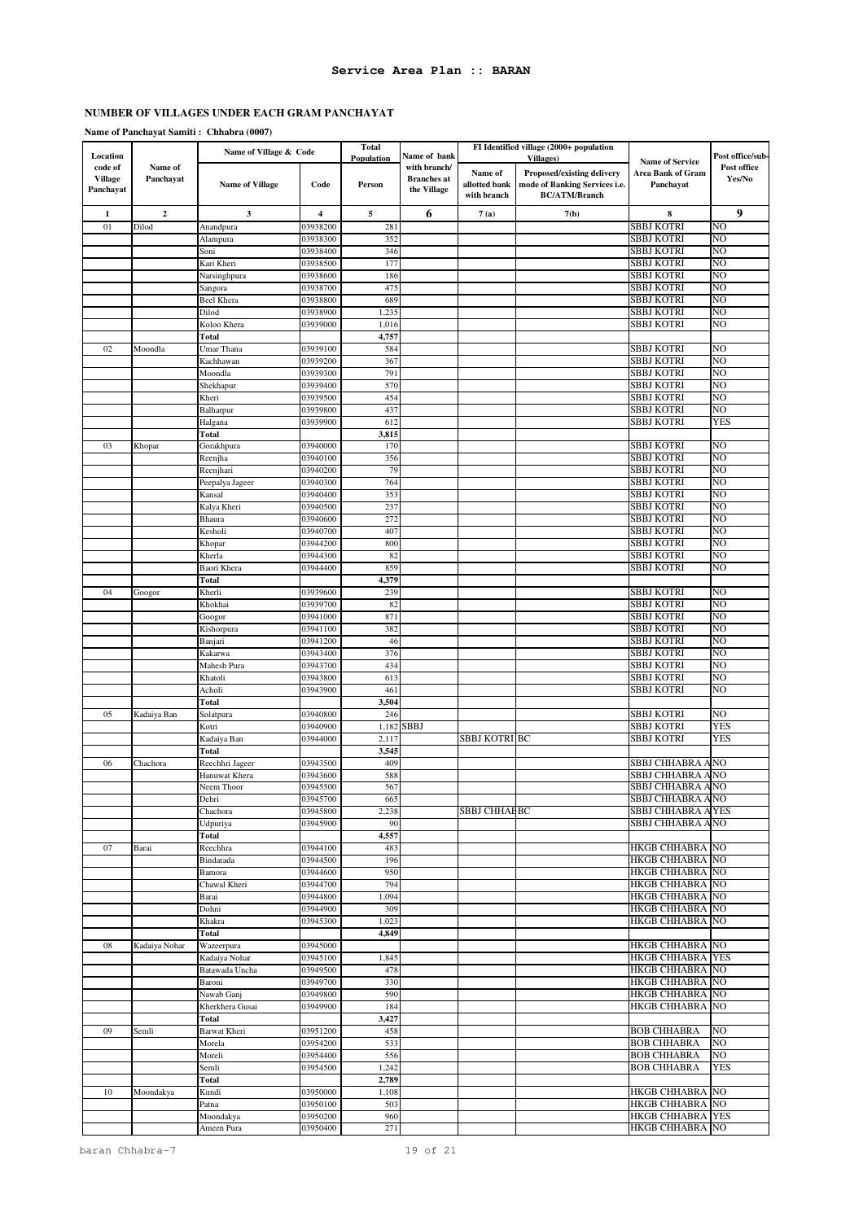## Service Area Plan :: BARAN

### NUMBER OF VILLAGES UNDER EACH GRAM PANCHAYAT

**Name of Panchayat Samiti : Chhabra (0007)**

| Location code of Village Panchayat | Name of Panchayat | Name of Village & Code | | Total Population | Name of bank with branch/ Branches at the Village | FI Identified village (2000+ population Villages) | | Name of Service Area Bank of Gram Panchayat | Post office/sub-Post office Yes/No |
|---|---|---|---|---|---|---|---|---|---|
| | | Name of Village | Code | Person | | Name of allotted bank with branch | Proposed/existing delivery mode of Banking Services i.e. BC/ATM/Branch | | |
| 1 | 2 | 3 | 4 | 5 | 6 | 7 (a) | 7(b) | 8 | 9 |
| 01 | Dilod | Anandpura | 03938200 | 281 | | | | SBBJ KOTRI | NO |
| | | Alampura | 03938300 | 352 | | | | SBBJ KOTRI | NO |
| | | Soni | 03938400 | 346 | | | | SBBJ KOTRI | NO |
| | | Kari Kheri | 03938500 | 177 | | | | SBBJ KOTRI | NO |
| | | Narsinghpura | 03938600 | 186 | | | | SBBJ KOTRI | NO |
| | | Sangora | 03938700 | 475 | | | | SBBJ KOTRI | NO |
| | | Beel Khera | 03938800 | 689 | | | | SBBJ KOTRI | NO |
| | | Dilod | 03938900 | 1,235 | | | | SBBJ KOTRI | NO |
| | | Koloo Khera | 03939000 | 1,016 | | | | SBBJ KOTRI | NO |
| | | **Total** | | **4,757** | | | | | |
| 02 | Moondla | Umar Thana | 03939100 | 584 | | | | SBBJ KOTRI | NO |
| | | Kachhawan | 03939200 | 367 | | | | SBBJ KOTRI | NO |
| | | Moondla | 03939300 | 791 | | | | SBBJ KOTRI | NO |
| | | Shekhapur | 03939400 | 570 | | | | SBBJ KOTRI | NO |
| | | Kheri | 03939500 | 454 | | | | SBBJ KOTRI | NO |
| | | Balharpur | 03939800 | 437 | | | | SBBJ KOTRI | NO |
| | | Halgana | 03939900 | 612 | | | | SBBJ KOTRI | YES |
| | | **Total** | | **3,815** | | | | | |
| 03 | Khopar | Gorakhpura | 03940000 | 170 | | | | SBBJ KOTRI | NO |
| | | Reenjha | 03940100 | 356 | | | | SBBJ KOTRI | NO |
| | | Reenjhari | 03940200 | 79 | | | | SBBJ KOTRI | NO |
| | | Peepalya Jageer | 03940300 | 764 | | | | SBBJ KOTRI | NO |
| | | Kansal | 03940400 | 353 | | | | SBBJ KOTRI | NO |
| | | Kalya Kheri | 03940500 | 237 | | | | SBBJ KOTRI | NO |
| | | Bhaura | 03940600 | 272 | | | | SBBJ KOTRI | NO |
| | | Kesholi | 03940700 | 407 | | | | SBBJ KOTRI | NO |
| | | Khopar | 03944200 | 800 | | | | SBBJ KOTRI | NO |
| | | Kherla | 03944300 | 82 | | | | SBBJ KOTRI | NO |
| | | Baori Khera | 03944400 | 859 | | | | SBBJ KOTRI | NO |
| | | **Total** | | **4,379** | | | | | |
| 04 | Googor | Kherli | 03939600 | 239 | | | | SBBJ KOTRI | NO |
| | | Khokhai | 03939700 | 82 | | | | SBBJ KOTRI | NO |
| | | Googor | 03941000 | 871 | | | | SBBJ KOTRI | NO |
| | | Kishorpura | 03941100 | 382 | | | | SBBJ KOTRI | NO |
| | | Banjari | 03941200 | 46 | | | | SBBJ KOTRI | NO |
| | | Kakarwa | 03943400 | 376 | | | | SBBJ KOTRI | NO |
| | | Mahesh Pura | 03943700 | 434 | | | | SBBJ KOTRI | NO |
| | | Khatoli | 03943800 | 613 | | | | SBBJ KOTRI | NO |
| | | Acholi | 03943900 | 461 | | | | SBBJ KOTRI | NO |
| | | **Total** | | **3,504** | | | | | |
| 05 | Kadaiya Ban | Solatpura | 03940800 | 246 | | | | SBBJ KOTRI | NO |
| | | Kotri | 03940900 | 1,182 | SBBJ | | | SBBJ KOTRI | YES |
| | | Kadaiya Ban | 03944000 | 2,117 | | SBBJ KOTRI | BC | SBBJ KOTRI | YES |
| | | **Total** | | **3,545** | | | | | |
| 06 | Chachora | Reechhri Jageer | 03943500 | 409 | | | | SBBJ CHHABRA A | NO |
| | | Hanuwat Khera | 03943600 | 588 | | | | SBBJ CHHABRA A | NO |
| | | Neem Thoor | 03945500 | 567 | | | | SBBJ CHHABRA A | NO |
| | | Dehri | 03945700 | 665 | | | | SBBJ CHHABRA A | NO |
| | | Chachora | 03945800 | 2,238 | | SBBJ CHHAB | BC | SBBJ CHHABRA A | YES |
| | | Udpuriya | 03945900 | 90 | | | | SBBJ CHHABRA A | NO |
| | | **Total** | | **4,557** | | | | | |
| 07 | Barai | Reechhra | 03944100 | 483 | | | | HKGB CHHABRA | NO |
| | | Bindarada | 03944500 | 196 | | | | HKGB CHHABRA | NO |
| | | Bamora | 03944600 | 950 | | | | HKGB CHHABRA | NO |
| | | Chawal Kheri | 03944700 | 794 | | | | HKGB CHHABRA | NO |
| | | Barai | 03944800 | 1,094 | | | | HKGB CHHABRA | NO |
| | | Dohni | 03944900 | 309 | | | | HKGB CHHABRA | NO |
| | | Khakra | 03945300 | 1,023 | | | | HKGB CHHABRA | NO |
| | | **Total** | | **4,849** | | | | | |
| 08 | Kadaiya Nohar | Wazeerpura | 03945000 | | | | | HKGB CHHABRA | NO |
| | | Kadaiya Nohar | 03945100 | 1,845 | | | | HKGB CHHABRA | YES |
| | | Batawada Uncha | 03949500 | 478 | | | | HKGB CHHABRA | NO |
| | | Baroni | 03949700 | 330 | | | | HKGB CHHABRA | NO |
| | | Nawab Ganj | 03949800 | 590 | | | | HKGB CHHABRA | NO |
| | | Kherkhera Gusai | 03949900 | 184 | | | | HKGB CHHABRA | NO |
| | | **Total** | | **3,427** | | | | | |
| 09 | Semli | Barwat Kheri | 03951200 | 458 | | | | BOB CHHABRA | NO |
| | | Morela | 03954200 | 533 | | | | BOB CHHABRA | NO |
| | | Moreli | 03954400 | 556 | | | | BOB CHHABRA | NO |
| | | Semli | 03954500 | 1,242 | | | | BOB CHHABRA | YES |
| | | **Total** | | **2,789** | | | | | |
| 10 | Moondakya | Kundi | 03950000 | 1,108 | | | | HKGB CHHABRA | NO |
| | | Patna | 03950100 | 503 | | | | HKGB CHHABRA | NO |
| | | Moondakya | 03950200 | 960 | | | | HKGB CHHABRA | YES |
| | | Ameen Pura | 03950400 | 271 | | | | HKGB CHHABRA | NO |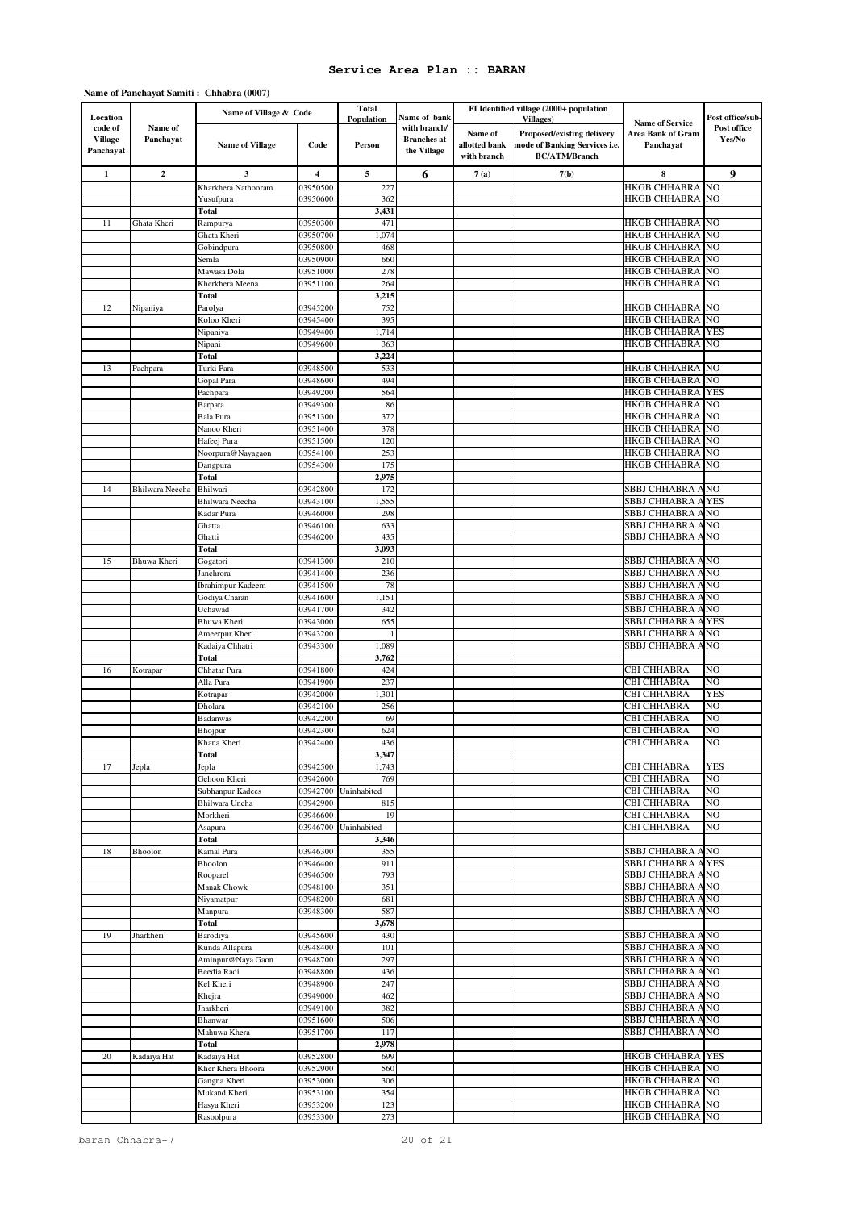# Service Area Plan :: BARAN

**Name of Panchayat Samiti : Chhabra (0007)**

| Location code of Village Panchayat | Name of Panchayat | Name of Village & Code | | Total Population | Name of bank with branch/ Branches at the Village | FI Identified village (2000+ population Villages) | | Name of Service Area Bank of Gram Panchayat | Post office/sub-Post office Yes/No |
|---|---|---|---|---|---|---|---|---|---|
| | | Name of Village | Code | Person | | Name of allotted bank with branch | Proposed/existing delivery mode of Banking Services i.e. BC/ATM/Branch | | |
| 1 | 2 | 3 | 4 | 5 | 6 | 7 (a) | 7(b) | 8 | 9 |
| | | Kharkhera Nathooram | 03950500 | 227 | | | | HKGB CHHABRA | NO |
| | | Yusufpura | 03950600 | 362 | | | | HKGB CHHABRA | NO |
| | | **Total** | | **3,431** | | | | | |
| 11 | Ghata Kheri | Rampurya | 03950300 | 471 | | | | HKGB CHHABRA | NO |
| | | Ghata Kheri | 03950700 | 1,074 | | | | HKGB CHHABRA | NO |
| | | Gobindpura | 03950800 | 468 | | | | HKGB CHHABRA | NO |
| | | Semla | 03950900 | 660 | | | | HKGB CHHABRA | NO |
| | | Mawasa Dola | 03951000 | 278 | | | | HKGB CHHABRA | NO |
| | | Kherkhera Meena | 03951100 | 264 | | | | HKGB CHHABRA | NO |
| | | **Total** | | **3,215** | | | | | |
| 12 | Nipaniya | Parolya | 03945200 | 752 | | | | HKGB CHHABRA | NO |
| | | Koloo Kheri | 03945400 | 395 | | | | HKGB CHHABRA | NO |
| | | Nipaniya | 03949400 | 1,714 | | | | HKGB CHHABRA | YES |
| | | Nipani | 03949600 | 363 | | | | HKGB CHHABRA | NO |
| | | **Total** | | **3,224** | | | | | |
| 13 | Pachpara | Turki Para | 03948500 | 533 | | | | HKGB CHHABRA | NO |
| | | Gopal Para | 03948600 | 494 | | | | HKGB CHHABRA | NO |
| | | Pachpara | 03949200 | 564 | | | | HKGB CHHABRA | YES |
| | | Barpara | 03949300 | 86 | | | | HKGB CHHABRA | NO |
| | | Bala Pura | 03951300 | 372 | | | | HKGB CHHABRA | NO |
| | | Nanoo Kheri | 03951400 | 378 | | | | HKGB CHHABRA | NO |
| | | Hafeej Pura | 03951500 | 120 | | | | HKGB CHHABRA | NO |
| | | Noorpura@Nayagaon | 03954100 | 253 | | | | HKGB CHHABRA | NO |
| | | Dangpura | 03954300 | 175 | | | | HKGB CHHABRA | NO |
| | | **Total** | | **2,975** | | | | | |
| 14 | Bhilwara Neecha | Bhilwari | 03942800 | 172 | | | | SBBJ CHHABRA A | NO |
| | | Bhilwara Neecha | 03943100 | 1,555 | | | | SBBJ CHHABRA A | YES |
| | | Kadar Pura | 03946000 | 298 | | | | SBBJ CHHABRA A | NO |
| | | Ghatta | 03946100 | 633 | | | | SBBJ CHHABRA A | NO |
| | | Ghatti | 03946200 | 435 | | | | SBBJ CHHABRA A | NO |
| | | **Total** | | **3,093** | | | | | |
| 15 | Bhuwa Kheri | Gogatori | 03941300 | 210 | | | | SBBJ CHHABRA A | NO |
| | | Janchrora | 03941400 | 236 | | | | SBBJ CHHABRA A | NO |
| | | Ibrahimpur Kadeem | 03941500 | 78 | | | | SBBJ CHHABRA A | NO |
| | | Godiya Charan | 03941600 | 1,151 | | | | SBBJ CHHABRA A | NO |
| | | Uchawad | 03941700 | 342 | | | | SBBJ CHHABRA A | NO |
| | | Bhuwa Kheri | 03943000 | 655 | | | | SBBJ CHHABRA A | YES |
| | | Ameerpur Kheri | 03943200 | 1 | | | | SBBJ CHHABRA A | NO |
| | | Kadaiya Chhatri | 03943300 | 1,089 | | | | SBBJ CHHABRA A | NO |
| | | **Total** | | **3,762** | | | | | |
| 16 | Kotrapar | Chhatar Pura | 03941800 | 424 | | | | CBI CHHABRA | NO |
| | | Alla Pura | 03941900 | 237 | | | | CBI CHHABRA | NO |
| | | Kotrapar | 03942000 | 1,301 | | | | CBI CHHABRA | YES |
| | | Dholara | 03942100 | 256 | | | | CBI CHHABRA | NO |
| | | Badanwas | 03942200 | 69 | | | | CBI CHHABRA | NO |
| | | Bhojpur | 03942300 | 624 | | | | CBI CHHABRA | NO |
| | | Khana Kheri | 03942400 | 436 | | | | CBI CHHABRA | NO |
| | | **Total** | | **3,347** | | | | | |
| 17 | Jepla | Jepla | 03942500 | 1,743 | | | | CBI CHHABRA | YES |
| | | Gehoon Kheri | 03942600 | 769 | | | | CBI CHHABRA | NO |
| | | Subhanpur Kadees | 03942700 | Uninhabited | | | | CBI CHHABRA | NO |
| | | Bhilwara Uncha | 03942900 | 815 | | | | CBI CHHABRA | NO |
| | | Morkheri | 03946600 | 19 | | | | CBI CHHABRA | NO |
| | | Asapura | 03946700 | Uninhabited | | | | CBI CHHABRA | NO |
| | | **Total** | | **3,346** | | | | | |
| 18 | Bhoolon | Kamal Pura | 03946300 | 355 | | | | SBBJ CHHABRA A | NO |
| | | Bhoolon | 03946400 | 911 | | | | SBBJ CHHABRA A | YES |
| | | Rooparel | 03946500 | 793 | | | | SBBJ CHHABRA A | NO |
| | | Manak Chowk | 03948100 | 351 | | | | SBBJ CHHABRA A | NO |
| | | Niyamatpur | 03948200 | 681 | | | | SBBJ CHHABRA A | NO |
| | | Manpura | 03948300 | 587 | | | | SBBJ CHHABRA A | NO |
| | | **Total** | | **3,678** | | | | | |
| 19 | Jharkheri | Barodiya | 03945600 | 430 | | | | SBBJ CHHABRA A | NO |
| | | Kunda Allapura | 03948400 | 101 | | | | SBBJ CHHABRA A | NO |
| | | Aminpur@Naya Gaon | 03948700 | 297 | | | | SBBJ CHHABRA A | NO |
| | | Beedia Radi | 03948800 | 436 | | | | SBBJ CHHABRA A | NO |
| | | Kel Kheri | 03948900 | 247 | | | | SBBJ CHHABRA A | NO |
| | | Khejra | 03949000 | 462 | | | | SBBJ CHHABRA A | NO |
| | | Jharkheri | 03949100 | 382 | | | | SBBJ CHHABRA A | NO |
| | | Bhanwar | 03951600 | 506 | | | | SBBJ CHHABRA A | NO |
| | | Mahuwa Khera | 03951700 | 117 | | | | SBBJ CHHABRA A | NO |
| | | **Total** | | **2,978** | | | | | |
| 20 | Kadaiya Hat | Kadaiya Hat | 03952800 | 699 | | | | HKGB CHHABRA | YES |
| | | Kher Khera Bhoora | 03952900 | 560 | | | | HKGB CHHABRA | NO |
| | | Gangna Kheri | 03953000 | 306 | | | | HKGB CHHABRA | NO |
| | | Mukand Kheri | 03953100 | 354 | | | | HKGB CHHABRA | NO |
| | | Hasya Kheri | 03953200 | 123 | | | | HKGB CHHABRA | NO |
| | | Rasoolpura | 03953300 | 273 | | | | HKGB CHHABRA | NO |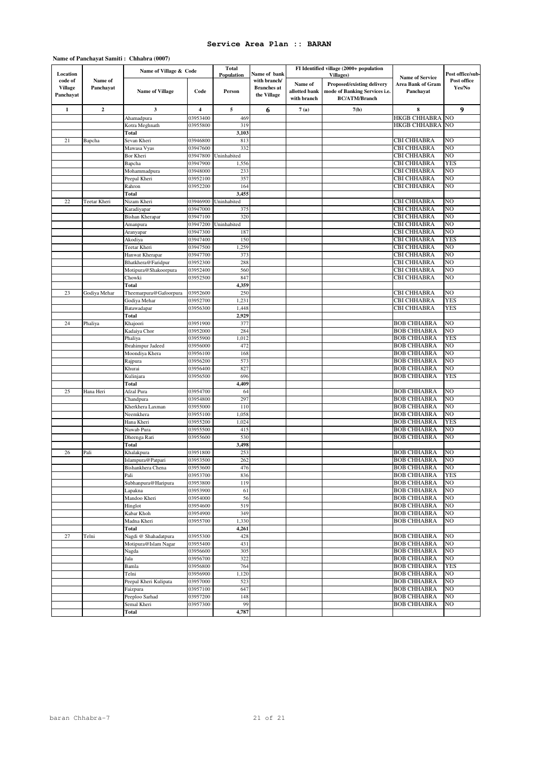# Service Area Plan :: BARAN

**Name of Panchayat Samiti : Chhabra (0007)**

| Location code of Village Panchayat | Name of Panchayat | Name of Village & Code | | Total Population | Name of bank with branch/ Branches at the Village | FI Identified village (2000+ population Villages) | | Name of Service Area Bank of Gram Panchayat | Post office/sub-Post office Yes/No |
|---|---|---|---|---|---|---|---|---|---|
| | | Name of Village | Code | Person | | Name of allotted bank with branch | Proposed/existing delivery mode of Banking Services i.e. BC/ATM/Branch | | |
| 1 | 2 | 3 | 4 | 5 | 6 | 7 (a) | 7(b) | 8 | 9 |
| | | Ahamadpura | 03953400 | 469 | | | | HKGB CHHABRA | NO |
| | | Kotra Meghnath | 03955800 | 319 | | | | HKGB CHHABRA | NO |
| | | **Total** | | **3,103** | | | | | |
| 21 | Bapcha | Sevan Kheri | 03946800 | 813 | | | | CBI CHHABRA | NO |
| | | Mawasa Vyas | 03947600 | 332 | | | | CBI CHHABRA | NO |
| | | Bor Kheri | 03947800 | Uninhabited | | | | CBI CHHABRA | NO |
| | | Bapcha | 03947900 | 1,556 | | | | CBI CHHABRA | YES |
| | | Mohammadpura | 03948000 | 233 | | | | CBI CHHABRA | NO |
| | | Peepal Kheri | 03952100 | 357 | | | | CBI CHHABRA | NO |
| | | Rahron | 03952200 | 164 | | | | CBI CHHABRA | NO |
| | | **Total** | | **3,455** | | | | | |
| 22 | Teetar Kheri | Nizam Kheri | 03946900 | Uninhabited | | | | CBI CHHABRA | NO |
| | | Karadiyapar | 03947000 | 375 | | | | CBI CHHABRA | NO |
| | | Bishan Kherapar | 03947100 | 320 | | | | CBI CHHABRA | NO |
| | | Amanpura | 03947200 | Uninhabited | | | | CBI CHHABRA | NO |
| | | Aranyapar | 03947300 | 187 | | | | CBI CHHABRA | NO |
| | | Akodiya | 03947400 | 150 | | | | CBI CHHABRA | YES |
| | | Teetar Kheri | 03947500 | 1,259 | | | | CBI CHHABRA | NO |
| | | Hanwat Kherapar | 03947700 | 373 | | | | CBI CHHABRA | NO |
| | | Bhatkhera@Faridpur | 03952300 | 288 | | | | CBI CHHABRA | NO |
| | | Motipura@Shakoorpura | 03952400 | 560 | | | | CBI CHHABRA | NO |
| | | Chowki | 03952500 | 847 | | | | CBI CHHABRA | NO |
| | | **Total** | | **4,359** | | | | | |
| 23 | Godiya Mehar | Theemarpura@Gafoorpura | 03952600 | 250 | | | | CBI CHHABRA | NO |
| | | Godiya Mehar | 03952700 | 1,231 | | | | CBI CHHABRA | YES |
| | | Batawadapar | 03956300 | 1,448 | | | | CBI CHHABRA | YES |
| | | **Total** | | **2,929** | | | | | |
| 24 | Phaliya | Khajoori | 03951900 | 377 | | | | BOB CHHABRA | NO |
| | | Kadaiya Chor | 03952000 | 284 | | | | BOB CHHABRA | NO |
| | | Phaliya | 03955900 | 1,012 | | | | BOB CHHABRA | YES |
| | | Ibrahimpur Jadeed | 03956000 | 472 | | | | BOB CHHABRA | NO |
| | | Moondiya Khera | 03956100 | 168 | | | | BOB CHHABRA | NO |
| | | Rajpura | 03956200 | 573 | | | | BOB CHHABRA | NO |
| | | Khurai | 03956400 | 827 | | | | BOB CHHABRA | NO |
| | | Kulinjara | 03956500 | 696 | | | | BOB CHHABRA | YES |
| | | **Total** | | **4,409** | | | | | |
| 25 | Hana Heri | Afzal Pura | 03954700 | 64 | | | | BOB CHHABRA | NO |
| | | Chandpura | 03954800 | 297 | | | | BOB CHHABRA | NO |
| | | Kherkhera Laxman | 03955000 | 110 | | | | BOB CHHABRA | NO |
| | | Neemkhera | 03955100 | 1,058 | | | | BOB CHHABRA | NO |
| | | Hana Kheri | 03955200 | 1,024 | | | | BOB CHHABRA | YES |
| | | Nawab Pura | 03955500 | 415 | | | | BOB CHHABRA | NO |
| | | Dheenga Rari | 03955600 | 530 | | | | BOB CHHABRA | NO |
| | | **Total** | | **3,498** | | | | | |
| 26 | Pali | Khalakpura | 03951800 | 253 | | | | BOB CHHABRA | NO |
| | | Islampura@Patpari | 03953500 | 262 | | | | BOB CHHABRA | NO |
| | | Bishankhera Chena | 03953600 | 476 | | | | BOB CHHABRA | NO |
| | | Pali | 03953700 | 836 | | | | BOB CHHABRA | YES |
| | | Subhanpura@Haripura | 03953800 | 119 | | | | BOB CHHABRA | NO |
| | | Lapakna | 03953900 | 61 | | | | BOB CHHABRA | NO |
| | | Mandoo Kheri | 03954000 | 56 | | | | BOB CHHABRA | NO |
| | | Hinglot | 03954600 | 519 | | | | BOB CHHABRA | NO |
| | | Kabar Khoh | 03954900 | 349 | | | | BOB CHHABRA | NO |
| | | Madna Kheri | 03955700 | 1,330 | | | | BOB CHHABRA | NO |
| | | **Total** | | **4,261** | | | | | |
| 27 | Telni | Nagdi @ Shahadatpura | 03955300 | 428 | | | | BOB CHHABRA | NO |
| | | Motipura@Islam Nagar | 03955400 | 431 | | | | BOB CHHABRA | NO |
| | | Nagda | 03956600 | 305 | | | | BOB CHHABRA | NO |
| | | Jala | 03956700 | 322 | | | | BOB CHHABRA | NO |
| | | Bamla | 03956800 | 764 | | | | BOB CHHABRA | YES |
| | | Telni | 03956900 | 1,120 | | | | BOB CHHABRA | NO |
| | | Peepal Kheri Kulipata | 03957000 | 523 | | | | BOB CHHABRA | NO |
| | | Faizpura | 03957100 | 647 | | | | BOB CHHABRA | NO |
| | | Peeploo Sarhad | 03957200 | 148 | | | | BOB CHHABRA | NO |
| | | Semal Kheri | 03957300 | 99 | | | | BOB CHHABRA | NO |
| | | **Total** | | **4,787** | | | | | |